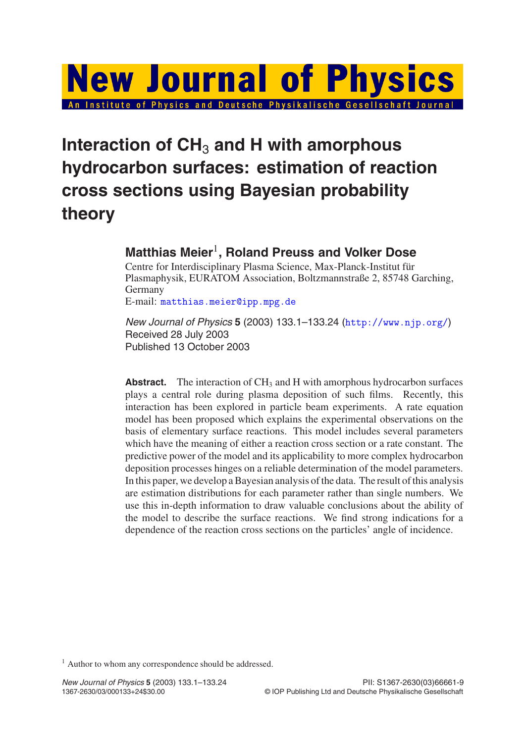# New Journal of Physics

An Institute of Physics and Deutsche Physikalische Gesellschaft Journal

# Interaction of $CH_3$ and H with amorphous hydrocarbon surfaces: estimation of reaction cross sections using Bayesian probability theory

**Matthias Meier[1], Roland Preuss and Volker Dose**

Centre for Interdisciplinary Plasma Science, Max-Planck-Institut für Plasmaphysik, EURATOM Association, Boltzmannstraße 2, 85748 Garching, Germany

E-mail: matthias.meier@ipp.mpg.de

*New Journal of Physics* **5** (2003) 133.1–133.24 (http://www.njp.org/)

Received 28 July 2003

Published 13 October 2003

**Abstract.** The interaction of $CH_3$ and H with amorphous hydrocarbon surfaces plays a central role during plasma deposition of such films. Recently, this interaction has been explored in particle beam experiments. A rate equation model has been proposed which explains the experimental observations on the basis of elementary surface reactions. This model includes several parameters which have the meaning of either a reaction cross section or a rate constant. The predictive power of the model and its applicability to more complex hydrocarbon deposition processes hinges on a reliable determination of the model parameters. In this paper, we develop a Bayesian analysis of the data. The result of this analysis are estimation distributions for each parameter rather than single numbers. We use this in-depth information to draw valuable conclusions about the ability of the model to describe the surface reactions. We find strong indications for a dependence of the reaction cross sections on the particles' angle of incidence.

[1] Author to whom any correspondence should be addressed.

PII: S1367-2630(03)66661-9

1367-2630/03/000133+24$30.00 © IOP Publishing Ltd and Deutsche Physikalische Gesellschaft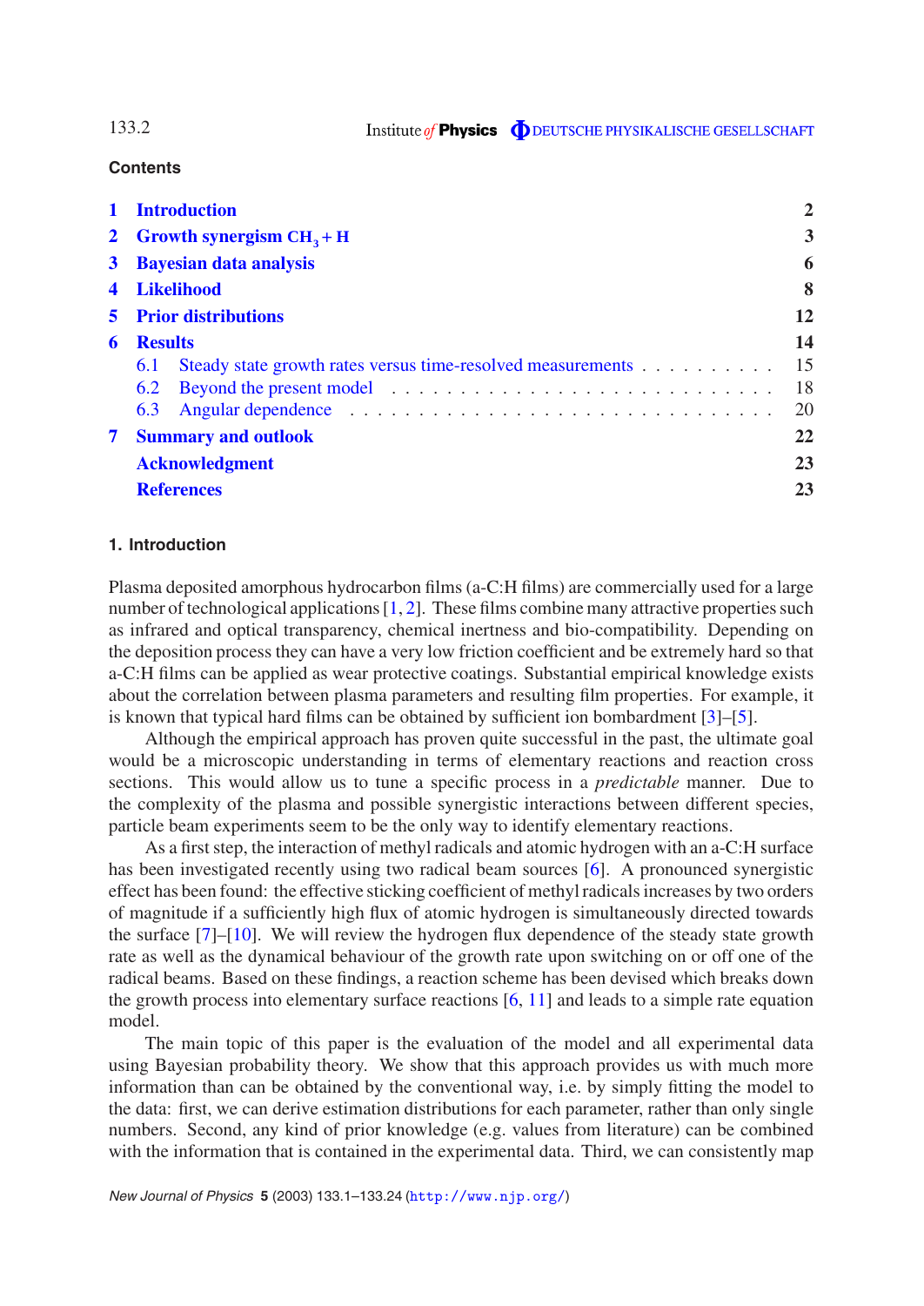## Contents

| | | |
|---|---|---|
| 1 | Introduction | 2 |
| 2 | Growth synergism $CH_3 + H$ | 3 |
| 3 | Bayesian data analysis | 6 |
| 4 | Likelihood | 8 |
| 5 | Prior distributions | 12 |
| 6 | Results | 14 |
| | 6.1 Steady state growth rates versus time-resolved measurements | 15 |
| | 6.2 Beyond the present model | 18 |
| | 6.3 Angular dependence | 20 |
| 7 | Summary and outlook | 22 |
| | Acknowledgment | 23 |
| | References | 23 |

## 1. Introduction

Plasma deposited amorphous hydrocarbon films (a-C:H films) are commercially used for a large number of technological applications [1, 2]. These films combine many attractive properties such as infrared and optical transparency, chemical inertness and bio-compatibility. Depending on the deposition process they can have a very low friction coefficient and be extremely hard so that a-C:H films can be applied as wear protective coatings. Substantial empirical knowledge exists about the correlation between plasma parameters and resulting film properties. For example, it is known that typical hard films can be obtained by sufficient ion bombardment [3]–[5].

Although the empirical approach has proven quite successful in the past, the ultimate goal would be a microscopic understanding in terms of elementary reactions and reaction cross sections. This would allow us to tune a specific process in a *predictable* manner. Due to the complexity of the plasma and possible synergistic interactions between different species, particle beam experiments seem to be the only way to identify elementary reactions.

As a first step, the interaction of methyl radicals and atomic hydrogen with an a-C:H surface has been investigated recently using two radical beam sources [6]. A pronounced synergistic effect has been found: the effective sticking coefficient of methyl radicals increases by two orders of magnitude if a sufficiently high flux of atomic hydrogen is simultaneously directed towards the surface [7]–[10]. We will review the hydrogen flux dependence of the steady state growth rate as well as the dynamical behaviour of the growth rate upon switching on or off one of the radical beams. Based on these findings, a reaction scheme has been devised which breaks down the growth process into elementary surface reactions [6, 11] and leads to a simple rate equation model.

The main topic of this paper is the evaluation of the model and all experimental data using Bayesian probability theory. We show that this approach provides us with much more information than can be obtained by the conventional way, i.e. by simply fitting the model to the data: first, we can derive estimation distributions for each parameter, rather than only single numbers. Second, any kind of prior knowledge (e.g. values from literature) can be combined with the information that is contained in the experimental data. Third, we can consistently map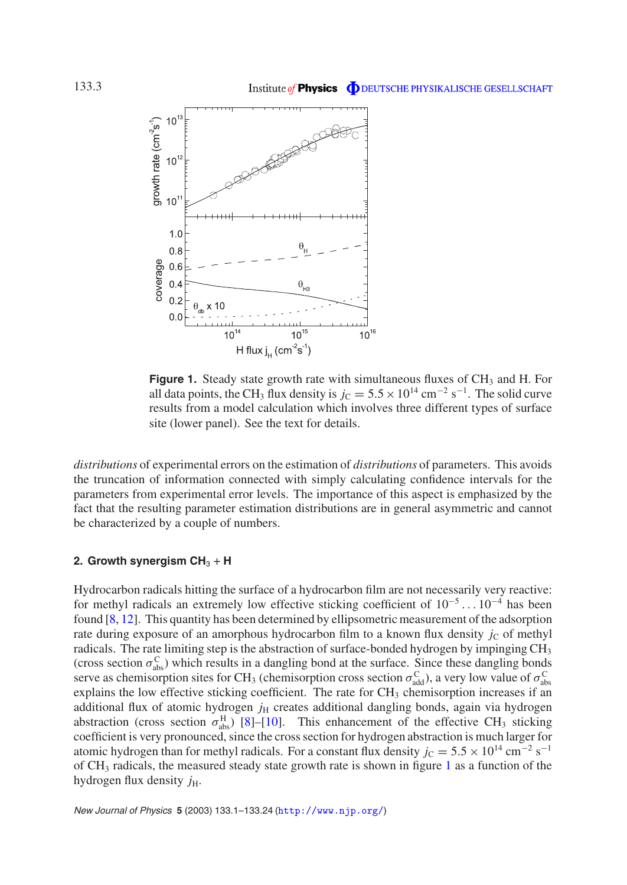**Figure 1.** Steady state growth rate with simultaneous fluxes of $CH_3$ and H. For all data points, the $CH_3$ flux density is $j_C = 5.5 \times 10^{14}$ cm$^{-2}$ s$^{-1}$. The solid curve results from a model calculation which involves three different types of surface site (lower panel). See the text for details.

*distributions* of experimental errors on the estimation of *distributions* of parameters. This avoids the truncation of information connected with simply calculating confidence intervals for the parameters from experimental error levels. The importance of this aspect is emphasized by the fact that the resulting parameter estimation distributions are in general asymmetric and cannot be characterized by a couple of numbers.

## 2. Growth synergism $CH_3$ + H

Hydrocarbon radicals hitting the surface of a hydrocarbon film are not necessarily very reactive: for methyl radicals an extremely low effective sticking coefficient of $10^{-5} \ldots 10^{-4}$ has been found [8, 12]. This quantity has been determined by ellipsometric measurement of the adsorption rate during exposure of an amorphous hydrocarbon film to a known flux density $j_C$ of methyl radicals. The rate limiting step is the abstraction of surface-bonded hydrogen by impinging $CH_3$ (cross section $\sigma^C_{abs}$) which results in a dangling bond at the surface. Since these dangling bonds serve as chemisorption sites for $CH_3$ (chemisorption cross section $\sigma^C_{add}$), a very low value of $\sigma^C_{abs}$ explains the low effective sticking coefficient. The rate for $CH_3$ chemisorption increases if an additional flux of atomic hydrogen $j_H$ creates additional dangling bonds, again via hydrogen abstraction (cross section $\sigma^H_{abs}$) [8]–[10]. This enhancement of the effective $CH_3$ sticking coefficient is very pronounced, since the cross section for hydrogen abstraction is much larger for atomic hydrogen than for methyl radicals. For a constant flux density $j_C = 5.5 \times 10^{14}$ cm$^{-2}$ s$^{-1}$ of $CH_3$ radicals, the measured steady state growth rate is shown in figure 1 as a function of the hydrogen flux density $j_H$.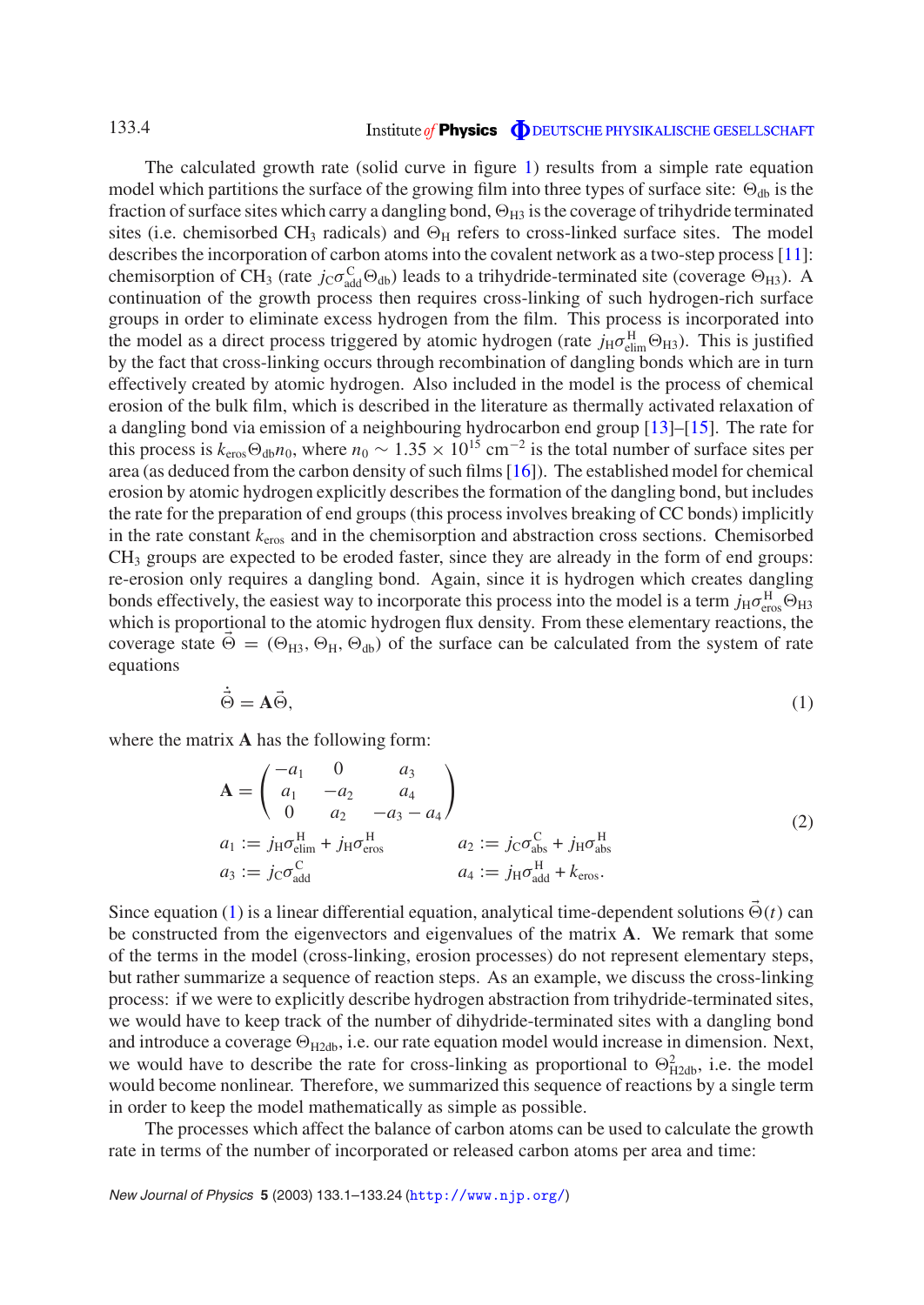The calculated growth rate (solid curve in figure 1) results from a simple rate equation model which partitions the surface of the growing film into three types of surface site: $\Theta_{\rm db}$ is the fraction of surface sites which carry a dangling bond, $\Theta_{\rm H3}$ is the coverage of trihydride terminated sites (i.e. chemisorbed $CH_3$ radicals) and $\Theta_{\rm H}$ refers to cross-linked surface sites. The model describes the incorporation of carbon atoms into the covalent network as a two-step process [11]: chemisorption of $CH_3$ (rate $j_{\rm C}\sigma^{\rm C}_{\rm add}\Theta_{\rm db}$) leads to a trihydride-terminated site (coverage $\Theta_{\rm H3}$). A continuation of the growth process then requires cross-linking of such hydrogen-rich surface groups in order to eliminate excess hydrogen from the film. This process is incorporated into the model as a direct process triggered by atomic hydrogen (rate $j_{\rm H}\sigma^{\rm H}_{\rm elim}\Theta_{\rm H3}$). This is justified by the fact that cross-linking occurs through recombination of dangling bonds which are in turn effectively created by atomic hydrogen. Also included in the model is the process of chemical erosion of the bulk film, which is described in the literature as thermally activated relaxation of a dangling bond via emission of a neighbouring hydrocarbon end group [13]–[15]. The rate for this process is $k_{\rm eros}\Theta_{\rm db}n_0$, where $n_0 \sim 1.35\times10^{15}$ cm$^{-2}$ is the total number of surface sites per area (as deduced from the carbon density of such films [16]). The established model for chemical erosion by atomic hydrogen explicitly describes the formation of the dangling bond, but includes the rate for the preparation of end groups (this process involves breaking of CC bonds) implicitly in the rate constant $k_{\rm eros}$ and in the chemisorption and abstraction cross sections. Chemisorbed $CH_3$ groups are expected to be eroded faster, since they are already in the form of end groups: re-erosion only requires a dangling bond. Again, since it is hydrogen which creates dangling bonds effectively, the easiest way to incorporate this process into the model is a term $j_{\rm H}\sigma^{\rm H}_{\rm eros}\Theta_{\rm H3}$ which is proportional to the atomic hydrogen flux density. From these elementary reactions, the coverage state $\vec{\Theta} = (\Theta_{\rm H3}, \Theta_{\rm H}, \Theta_{\rm db})$ of the surface can be calculated from the system of rate equations

$$\dot{\vec{\Theta}} = \mathbf{A}\vec{\Theta}, \tag{1}$$

where the matrix $\mathbf{A}$ has the following form:

$$\mathbf{A} = \begin{pmatrix} -a_1 & 0 & a_3 \\ a_1 & -a_2 & a_4 \\ 0 & a_2 & -a_3 - a_4 \end{pmatrix}$$
$$a_1 := j_{\rm H}\sigma^{\rm H}_{\rm elim} + j_{\rm H}\sigma^{\rm H}_{\rm eros} \qquad a_2 := j_{\rm C}\sigma^{\rm C}_{\rm abs} + j_{\rm H}\sigma^{\rm H}_{\rm abs}$$
$$a_3 := j_{\rm C}\sigma^{\rm C}_{\rm add} \qquad a_4 := j_{\rm H}\sigma^{\rm H}_{\rm add} + k_{\rm eros}. \tag{2}$$

Since equation (1) is a linear differential equation, analytical time-dependent solutions $\vec{\Theta}(t)$ can be constructed from the eigenvectors and eigenvalues of the matrix $\mathbf{A}$. We remark that some of the terms in the model (cross-linking, erosion processes) do not represent elementary steps, but rather summarize a sequence of reaction steps. As an example, we discuss the cross-linking process: if we were to explicitly describe hydrogen abstraction from trihydride-terminated sites, we would have to keep track of the number of dihydride-terminated sites with a dangling bond and introduce a coverage $\Theta_{\rm H2db}$, i.e. our rate equation model would increase in dimension. Next, we would have to describe the rate for cross-linking as proportional to $\Theta^2_{\rm H2db}$, i.e. the model would become nonlinear. Therefore, we summarized this sequence of reactions by a single term in order to keep the model mathematically as simple as possible.

The processes which affect the balance of carbon atoms can be used to calculate the growth rate in terms of the number of incorporated or released carbon atoms per area and time: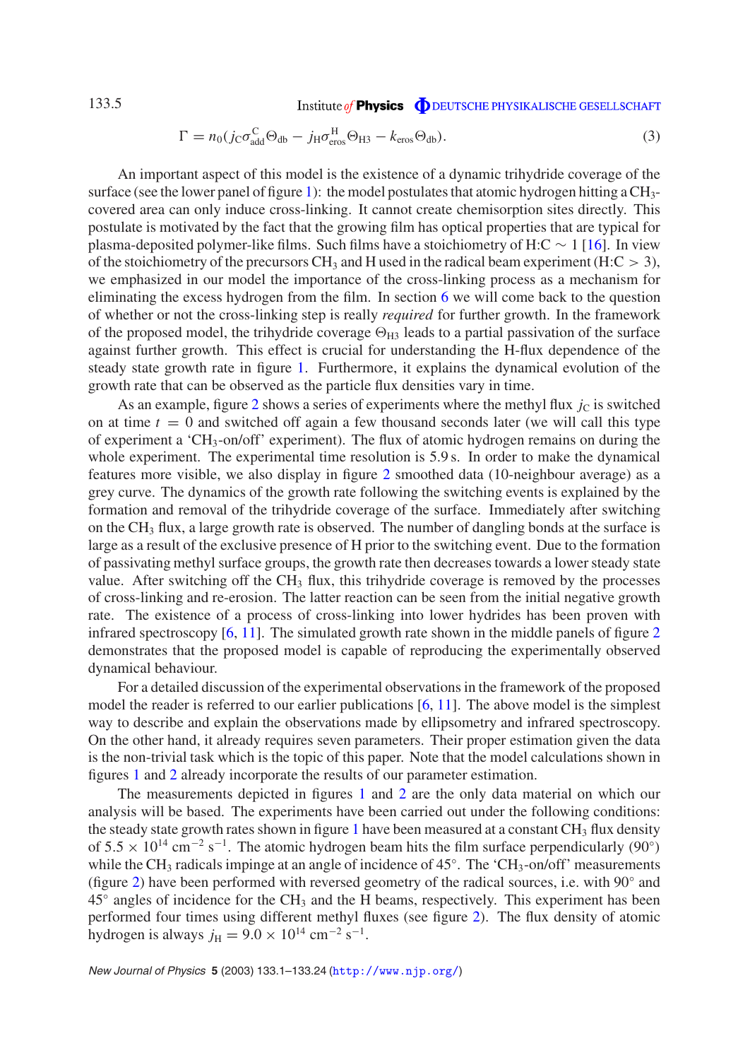$$\Gamma = n_0(j_C\sigma^C_{add}\Theta_{db} - j_H\sigma^H_{eros}\Theta_{H3} - k_{eros}\Theta_{db}). \quad (3)$$

An important aspect of this model is the existence of a dynamic trihydride coverage of the surface (see the lower panel of figure 1): the model postulates that atomic hydrogen hitting a $CH_3$-covered area can only induce cross-linking. It cannot create chemisorption sites directly. This postulate is motivated by the fact that the growing film has optical properties that are typical for plasma-deposited polymer-like films. Such films have a stoichiometry of H:C $\sim 1$ [16]. In view of the stoichiometry of the precursors $CH_3$ and H used in the radical beam experiment (H:C $> 3$), we emphasized in our model the importance of the cross-linking process as a mechanism for eliminating the excess hydrogen from the film. In section 6 we will come back to the question of whether or not the cross-linking step is really *required* for further growth. In the framework of the proposed model, the trihydride coverage $\Theta_{H3}$ leads to a partial passivation of the surface against further growth. This effect is crucial for understanding the H-flux dependence of the steady state growth rate in figure 1. Furthermore, it explains the dynamical evolution of the growth rate that can be observed as the particle flux densities vary in time.

As an example, figure 2 shows a series of experiments where the methyl flux $j_C$ is switched on at time $t = 0$ and switched off again a few thousand seconds later (we will call this type of experiment a '$CH_3$-on/off' experiment). The flux of atomic hydrogen remains on during the whole experiment. The experimental time resolution is 5.9 s. In order to make the dynamical features more visible, we also display in figure 2 smoothed data (10-neighbour average) as a grey curve. The dynamics of the growth rate following the switching events is explained by the formation and removal of the trihydride coverage of the surface. Immediately after switching on the $CH_3$ flux, a large growth rate is observed. The number of dangling bonds at the surface is large as a result of the exclusive presence of H prior to the switching event. Due to the formation of passivating methyl surface groups, the growth rate then decreases towards a lower steady state value. After switching off the $CH_3$ flux, this trihydride coverage is removed by the processes of cross-linking and re-erosion. The latter reaction can be seen from the initial negative growth rate. The existence of a process of cross-linking into lower hydrides has been proven with infrared spectroscopy [6, 11]. The simulated growth rate shown in the middle panels of figure 2 demonstrates that the proposed model is capable of reproducing the experimentally observed dynamical behaviour.

For a detailed discussion of the experimental observations in the framework of the proposed model the reader is referred to our earlier publications [6, 11]. The above model is the simplest way to describe and explain the observations made by ellipsometry and infrared spectroscopy. On the other hand, it already requires seven parameters. Their proper estimation given the data is the non-trivial task which is the topic of this paper. Note that the model calculations shown in figures 1 and 2 already incorporate the results of our parameter estimation.

The measurements depicted in figures 1 and 2 are the only data material on which our analysis will be based. The experiments have been carried out under the following conditions: the steady state growth rates shown in figure 1 have been measured at a constant $CH_3$ flux density of $5.5 \times 10^{14}$ cm$^{-2}$ s$^{-1}$. The atomic hydrogen beam hits the film surface perpendicularly (90°) while the $CH_3$ radicals impinge at an angle of incidence of 45°. The '$CH_3$-on/off' measurements (figure 2) have been performed with reversed geometry of the radical sources, i.e. with 90° and 45° angles of incidence for the $CH_3$ and the H beams, respectively. This experiment has been performed four times using different methyl fluxes (see figure 2). The flux density of atomic hydrogen is always $j_H = 9.0 \times 10^{14}$ cm$^{-2}$ s$^{-1}$.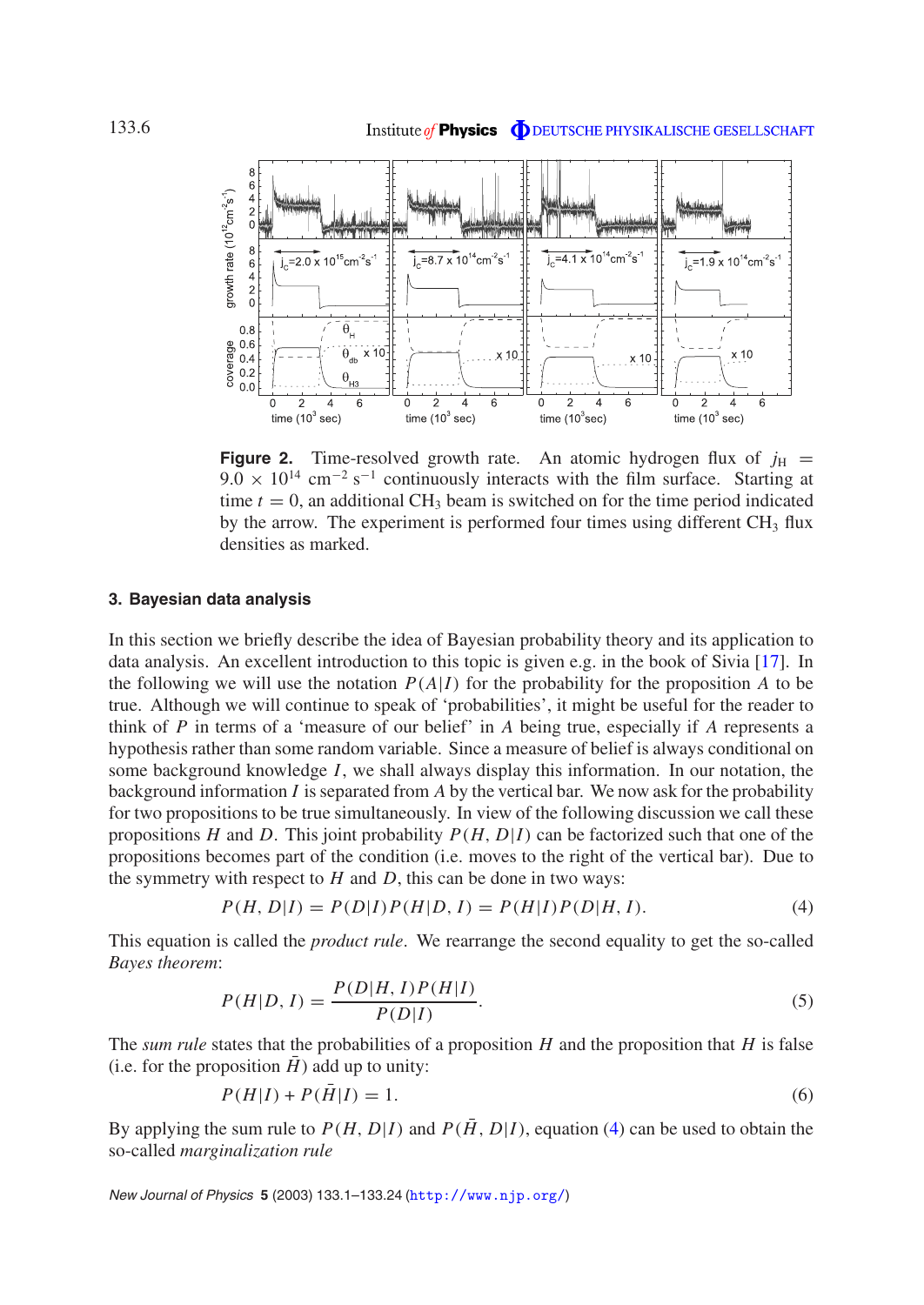**Figure 2.** Time-resolved growth rate. An atomic hydrogen flux of $j_H = 9.0 \times 10^{14}$ cm$^{-2}$ s$^{-1}$ continuously interacts with the film surface. Starting at time $t = 0$, an additional $CH_3$ beam is switched on for the time period indicated by the arrow. The experiment is performed four times using different $CH_3$ flux densities as marked.

## 3. Bayesian data analysis

In this section we briefly describe the idea of Bayesian probability theory and its application to data analysis. An excellent introduction to this topic is given e.g. in the book of Sivia [17]. In the following we will use the notation $P(A|I)$ for the probability for the proposition $A$ to be true. Although we will continue to speak of 'probabilities', it might be useful for the reader to think of $P$ in terms of a 'measure of our belief' in $A$ being true, especially if $A$ represents a hypothesis rather than some random variable. Since a measure of belief is always conditional on some background knowledge $I$, we shall always display this information. In our notation, the background information $I$ is separated from $A$ by the vertical bar. We now ask for the probability for two propositions to be true simultaneously. In view of the following discussion we call these propositions $H$ and $D$. This joint probability $P(H, D|I)$ can be factorized such that one of the propositions becomes part of the condition (i.e. moves to the right of the vertical bar). Due to the symmetry with respect to $H$ and $D$, this can be done in two ways:

$$P(H, D|I) = P(D|I)P(H|D, I) = P(H|I)P(D|H, I). \tag{4}$$

This equation is called the *product rule*. We rearrange the second equality to get the so-called *Bayes theorem*:

$$P(H|D, I) = \frac{P(D|H, I)P(H|I)}{P(D|I)}. \tag{5}$$

The *sum rule* states that the probabilities of a proposition $H$ and the proposition that $H$ is false (i.e. for the proposition $\bar{H}$) add up to unity:

$$P(H|I) + P(\bar{H}|I) = 1. \tag{6}$$

By applying the sum rule to $P(H, D|I)$ and $P(\bar{H}, D|I)$, equation (4) can be used to obtain the so-called *marginalization rule*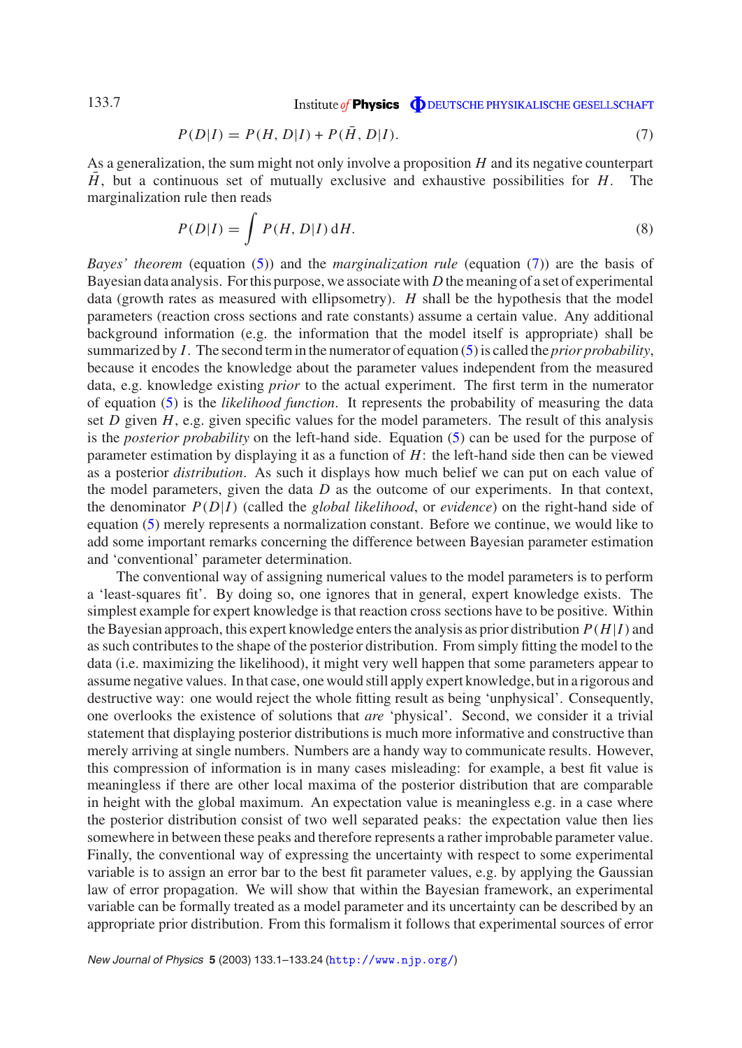$$P(D|I) = P(H, D|I) + P(\bar{H}, D|I). \tag{7}$$

As a generalization, the sum might not only involve a proposition $H$ and its negative counterpart $\bar{H}$, but a continuous set of mutually exclusive and exhaustive possibilities for $H$. The marginalization rule then reads

$$P(D|I) = \int P(H, D|I)\, \mathrm{d}H. \tag{8}$$

*Bayes' theorem* (equation (5)) and the *marginalization rule* (equation (7)) are the basis of Bayesian data analysis. For this purpose, we associate with $D$ the meaning of a set of experimental data (growth rates as measured with ellipsometry). $H$ shall be the hypothesis that the model parameters (reaction cross sections and rate constants) assume a certain value. Any additional background information (e.g. the information that the model itself is appropriate) shall be summarized by $I$. The second term in the numerator of equation (5) is called the *prior probability*, because it encodes the knowledge about the parameter values independent from the measured data, e.g. knowledge existing *prior* to the actual experiment. The first term in the numerator of equation (5) is the *likelihood function*. It represents the probability of measuring the data set $D$ given $H$, e.g. given specific values for the model parameters. The result of this analysis is the *posterior probability* on the left-hand side. Equation (5) can be used for the purpose of parameter estimation by displaying it as a function of $H$: the left-hand side then can be viewed as a posterior *distribution*. As such it displays how much belief we can put on each value of the model parameters, given the data $D$ as the outcome of our experiments. In that context, the denominator $P(D|I)$ (called the *global likelihood*, or *evidence*) on the right-hand side of equation (5) merely represents a normalization constant. Before we continue, we would like to add some important remarks concerning the difference between Bayesian parameter estimation and 'conventional' parameter determination.

The conventional way of assigning numerical values to the model parameters is to perform a 'least-squares fit'. By doing so, one ignores that in general, expert knowledge exists. The simplest example for expert knowledge is that reaction cross sections have to be positive. Within the Bayesian approach, this expert knowledge enters the analysis as prior distribution $P(H|I)$ and as such contributes to the shape of the posterior distribution. From simply fitting the model to the data (i.e. maximizing the likelihood), it might very well happen that some parameters appear to assume negative values. In that case, one would still apply expert knowledge, but in a rigorous and destructive way: one would reject the whole fitting result as being 'unphysical'. Consequently, one overlooks the existence of solutions that *are* 'physical'. Second, we consider it a trivial statement that displaying posterior distributions is much more informative and constructive than merely arriving at single numbers. Numbers are a handy way to communicate results. However, this compression of information is in many cases misleading: for example, a best fit value is meaningless if there are other local maxima of the posterior distribution that are comparable in height with the global maximum. An expectation value is meaningless e.g. in a case where the posterior distribution consist of two well separated peaks: the expectation value then lies somewhere in between these peaks and therefore represents a rather improbable parameter value. Finally, the conventional way of expressing the uncertainty with respect to some experimental variable is to assign an error bar to the best fit parameter values, e.g. by applying the Gaussian law of error propagation. We will show that within the Bayesian framework, an experimental variable can be formally treated as a model parameter and its uncertainty can be described by an appropriate prior distribution. From this formalism it follows that experimental sources of error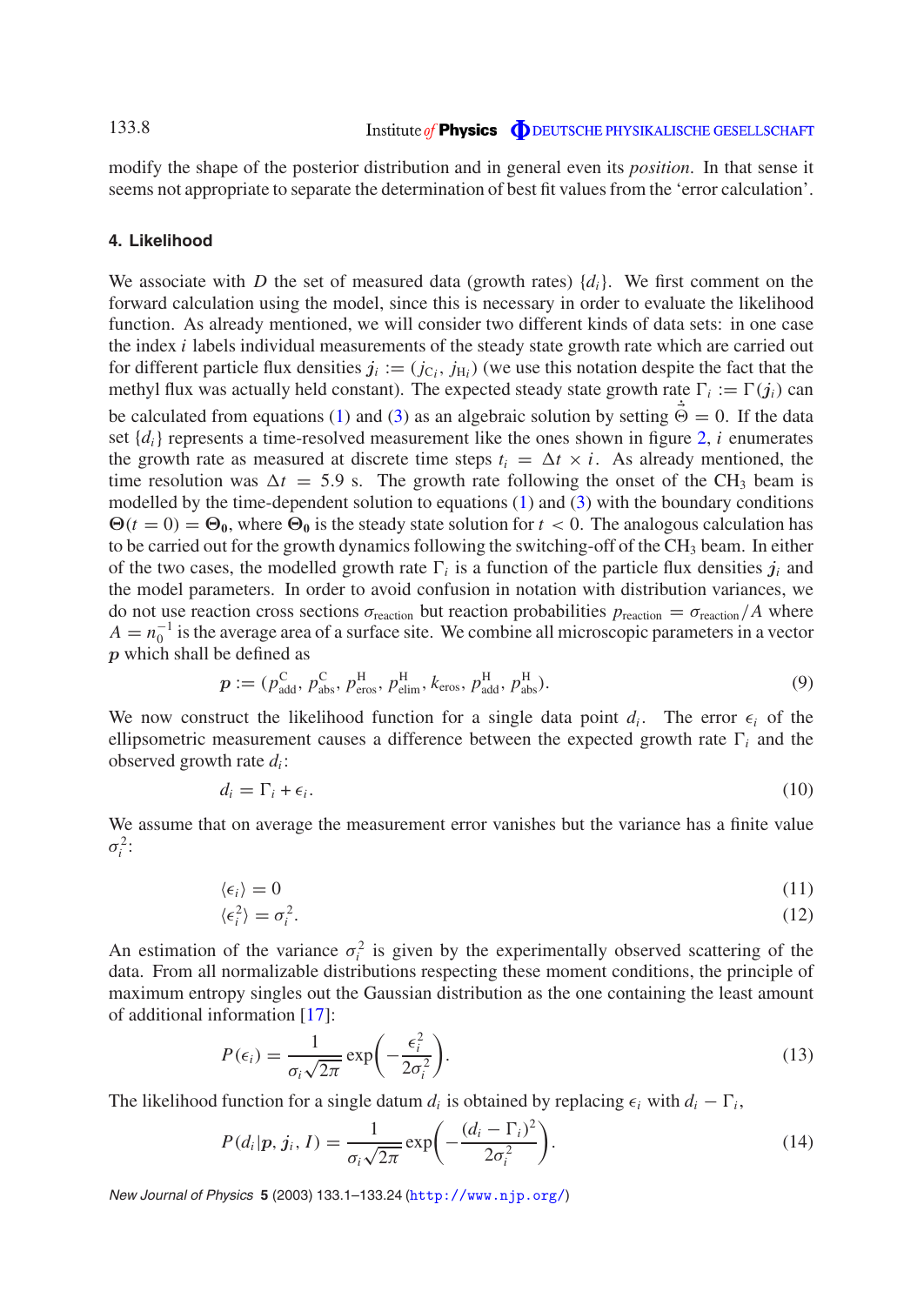modify the shape of the posterior distribution and in general even its *position*. In that sense it seems not appropriate to separate the determination of best fit values from the 'error calculation'.

## 4. Likelihood

We associate with $D$ the set of measured data (growth rates) $\{d_i\}$. We first comment on the forward calculation using the model, since this is necessary in order to evaluate the likelihood function. As already mentioned, we will consider two different kinds of data sets: in one case the index $i$ labels individual measurements of the steady state growth rate which are carried out for different particle flux densities $\boldsymbol{j}_i := (j_{C_i}, j_{H_i})$ (we use this notation despite the fact that the methyl flux was actually held constant). The expected steady state growth rate $\Gamma_i := \Gamma(\boldsymbol{j}_i)$ can be calculated from equations (1) and (3) as an algebraic solution by setting $\dot{\vec{\Theta}} = 0$. If the data set $\{d_i\}$ represents a time-resolved measurement like the ones shown in figure 2, $i$ enumerates the growth rate as measured at discrete time steps $t_i = \Delta t \times i$. As already mentioned, the time resolution was $\Delta t = 5.9$ s. The growth rate following the onset of the $CH_3$ beam is modelled by the time-dependent solution to equations (1) and (3) with the boundary conditions $\boldsymbol{\Theta}(t = 0) = \boldsymbol{\Theta_0}$, where $\boldsymbol{\Theta_0}$ is the steady state solution for $t < 0$. The analogous calculation has to be carried out for the growth dynamics following the switching-off of the $CH_3$ beam. In either of the two cases, the modelled growth rate $\Gamma_i$ is a function of the particle flux densities $\boldsymbol{j}_i$ and the model parameters. In order to avoid confusion in notation with distribution variances, we do not use reaction cross sections $\sigma_{\text{reaction}}$ but reaction probabilities $p_{\text{reaction}} = \sigma_{\text{reaction}}/A$ where $A = n_0^{-1}$ is the average area of a surface site. We combine all microscopic parameters in a vector $\boldsymbol{p}$ which shall be defined as

$$\boldsymbol{p} := (p^{\text{C}}_{\text{add}}, p^{\text{C}}_{\text{abs}}, p^{\text{H}}_{\text{eros}}, p^{\text{H}}_{\text{elim}}, k_{\text{eros}}, p^{\text{H}}_{\text{add}}, p^{\text{H}}_{\text{abs}}). \tag{9}$$

We now construct the likelihood function for a single data point $d_i$. The error $\epsilon_i$ of the ellipsometric measurement causes a difference between the expected growth rate $\Gamma_i$ and the observed growth rate $d_i$:

$$d_i = \Gamma_i + \epsilon_i. \tag{10}$$

We assume that on average the measurement error vanishes but the variance has a finite value $\sigma_i^2$:

$$\langle \epsilon_i \rangle = 0 \tag{11}$$

$$\langle \epsilon_i^2 \rangle = \sigma_i^2. \tag{12}$$

An estimation of the variance $\sigma_i^2$ is given by the experimentally observed scattering of the data. From all normalizable distributions respecting these moment conditions, the principle of maximum entropy singles out the Gaussian distribution as the one containing the least amount of additional information [17]:

$$P(\epsilon_i) = \frac{1}{\sigma_i \sqrt{2\pi}} \exp\left( -\frac{\epsilon_i^2}{2\sigma_i^2} \right). \tag{13}$$

The likelihood function for a single datum $d_i$ is obtained by replacing $\epsilon_i$ with $d_i - \Gamma_i$,

$$P(d_i|\boldsymbol{p}, \boldsymbol{j}_i, I) = \frac{1}{\sigma_i \sqrt{2\pi}} \exp\left( -\frac{(d_i - \Gamma_i)^2}{2\sigma_i^2} \right). \tag{14}$$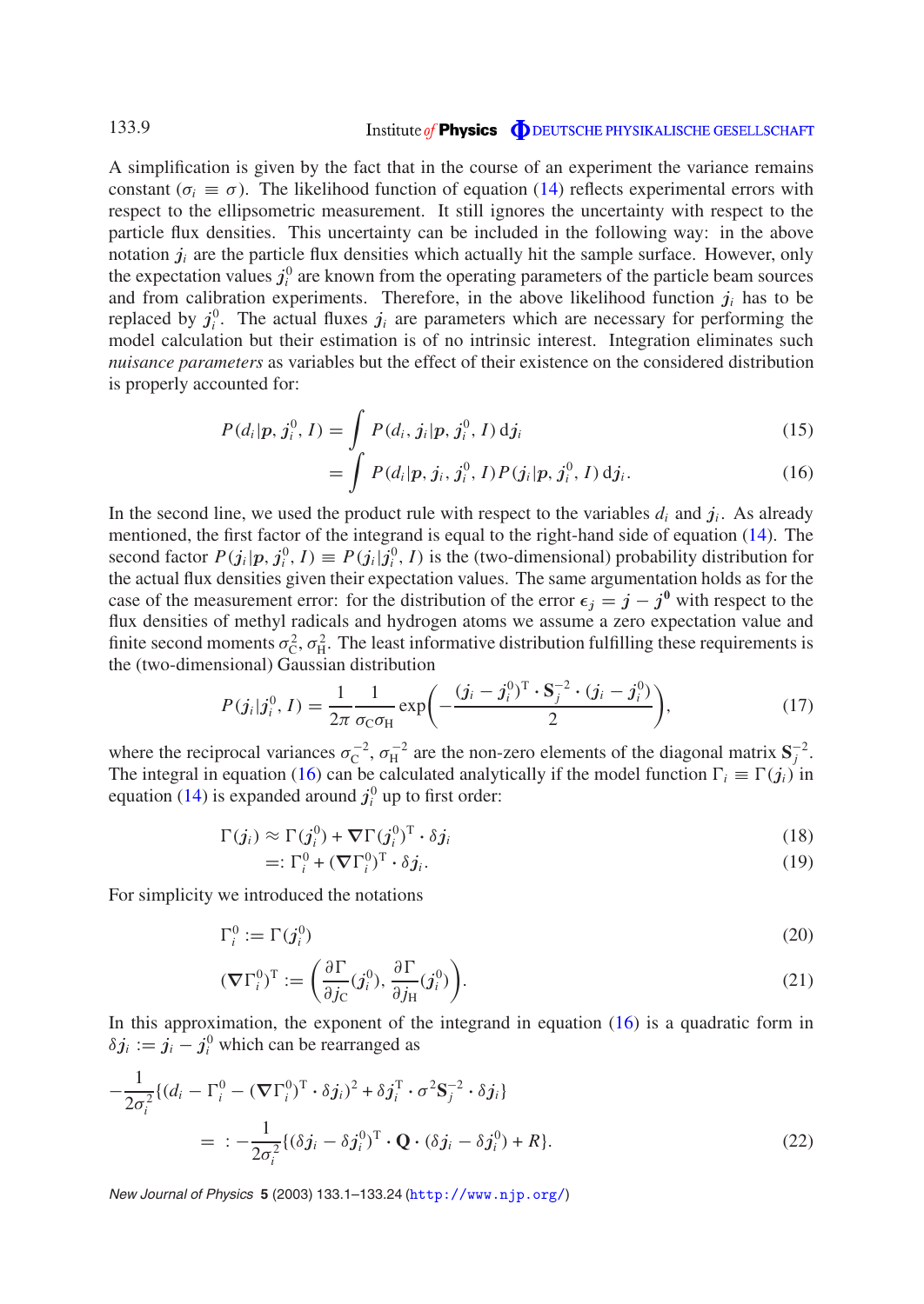A simplification is given by the fact that in the course of an experiment the variance remains constant ($\sigma_i \equiv \sigma$). The likelihood function of equation (14) reflects experimental errors with respect to the ellipsometric measurement. It still ignores the uncertainty with respect to the particle flux densities. This uncertainty can be included in the following way: in the above notation $\boldsymbol{j}_i$ are the particle flux densities which actually hit the sample surface. However, only the expectation values $\boldsymbol{j}_i^0$ are known from the operating parameters of the particle beam sources and from calibration experiments. Therefore, in the above likelihood function $\boldsymbol{j}_i$ has to be replaced by $\boldsymbol{j}_i^0$. The actual fluxes $\boldsymbol{j}_i$ are parameters which are necessary for performing the model calculation but their estimation is of no intrinsic interest. Integration eliminates such *nuisance parameters* as variables but the effect of their existence on the considered distribution is properly accounted for:

$$P(d_i|\boldsymbol{p}, \boldsymbol{j}_i^0, I) = \int P(d_i, \boldsymbol{j}_i|\boldsymbol{p}, \boldsymbol{j}_i^0, I)\,\mathrm{d}\boldsymbol{j}_i \tag{15}$$

$$= \int P(d_i|\boldsymbol{p}, \boldsymbol{j}_i, \boldsymbol{j}_i^0, I)P(\boldsymbol{j}_i|\boldsymbol{p}, \boldsymbol{j}_i^0, I)\,\mathrm{d}\boldsymbol{j}_i. \tag{16}$$

In the second line, we used the product rule with respect to the variables $d_i$ and $\boldsymbol{j}_i$. As already mentioned, the first factor of the integrand is equal to the right-hand side of equation (14). The second factor $P(\boldsymbol{j}_i|\boldsymbol{p}, \boldsymbol{j}_i^0, I) \equiv P(\boldsymbol{j}_i|\boldsymbol{j}_i^0, I)$ is the (two-dimensional) probability distribution for the actual flux densities given their expectation values. The same argumentation holds as for the case of the measurement error: for the distribution of the error $\boldsymbol{\epsilon}_j = \boldsymbol{j} - \boldsymbol{j}^\mathbf{0}$ with respect to the flux densities of methyl radicals and hydrogen atoms we assume a zero expectation value and finite second moments $\sigma_\mathrm{C}^2, \sigma_\mathrm{H}^2$. The least informative distribution fulfilling these requirements is the (two-dimensional) Gaussian distribution

$$P(\boldsymbol{j}_i|\boldsymbol{j}_i^0, I) = \frac{1}{2\pi}\frac{1}{\sigma_\mathrm{C}\sigma_\mathrm{H}}\exp\left(-\frac{(\boldsymbol{j}_i - \boldsymbol{j}_i^0)^\mathrm{T}\cdot\mathbf{S}_j^{-2}\cdot(\boldsymbol{j}_i - \boldsymbol{j}_i^0)}{2}\right), \tag{17}$$

where the reciprocal variances $\sigma_\mathrm{C}^{-2}, \sigma_\mathrm{H}^{-2}$ are the non-zero elements of the diagonal matrix $\mathbf{S}_j^{-2}$. The integral in equation (16) can be calculated analytically if the model function $\Gamma_i \equiv \Gamma(\boldsymbol{j}_i)$ in equation (14) is expanded around $\boldsymbol{j}_i^0$ up to first order:

$$\Gamma(\boldsymbol{j}_i) \approx \Gamma(\boldsymbol{j}_i^0) + \boldsymbol{\nabla}\Gamma(\boldsymbol{j}_i^0)^\mathrm{T}\cdot\delta\boldsymbol{j}_i \tag{18}$$

$$=: \Gamma_i^0 + (\boldsymbol{\nabla}\Gamma_i^0)^\mathrm{T}\cdot\delta\boldsymbol{j}_i. \tag{19}$$

For simplicity we introduced the notations

$$\Gamma_i^0 := \Gamma(\boldsymbol{j}_i^0) \tag{20}$$

$$(\boldsymbol{\nabla}\Gamma_i^0)^\mathrm{T} := \left(\frac{\partial\Gamma}{\partial j_\mathrm{C}}(\boldsymbol{j}_i^0), \frac{\partial\Gamma}{\partial j_\mathrm{H}}(\boldsymbol{j}_i^0)\right). \tag{21}$$

In this approximation, the exponent of the integrand in equation (16) is a quadratic form in $\delta\boldsymbol{j}_i := \boldsymbol{j}_i - \boldsymbol{j}_i^0$ which can be rearranged as

$$-\frac{1}{2\sigma_i^2}\{(d_i - \Gamma_i^0 - (\boldsymbol{\nabla}\Gamma_i^0)^\mathrm{T}\cdot\delta\boldsymbol{j}_i)^2 + \delta\boldsymbol{j}_i^\mathrm{T}\cdot\sigma^2\mathbf{S}_j^{-2}\cdot\delta\boldsymbol{j}_i\}$$

$$=: -\frac{1}{2\sigma_i^2}\{(\delta\boldsymbol{j}_i - \delta\boldsymbol{j}_i^0)^\mathrm{T}\cdot\mathbf{Q}\cdot(\delta\boldsymbol{j}_i - \delta\boldsymbol{j}_i^0) + R\}. \tag{22}$$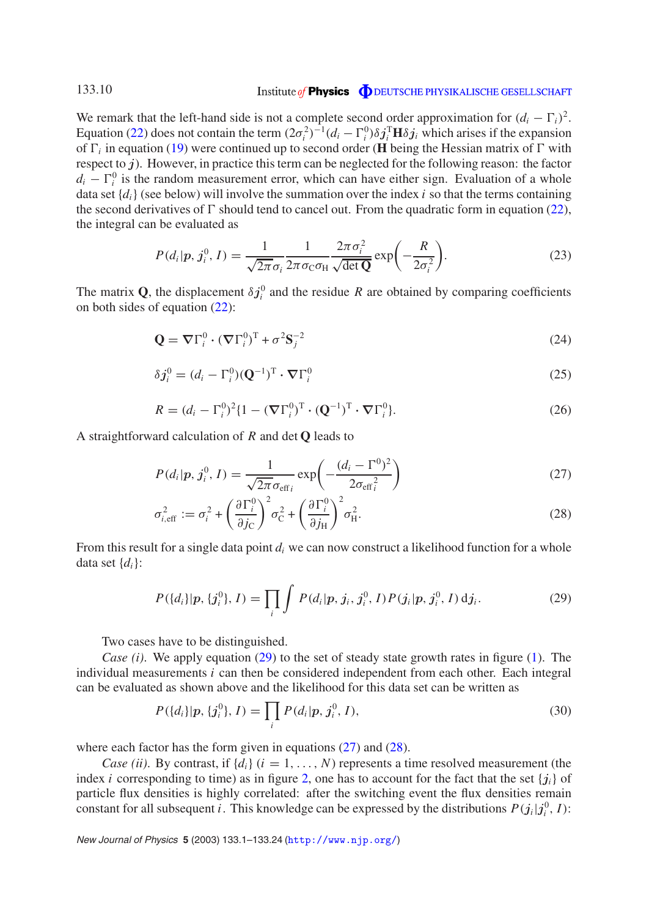We remark that the left-hand side is not a complete second order approximation for $(d_i - \Gamma_i)^2$. Equation (22) does not contain the term $(2\sigma_i^2)^{-1}(d_i - \Gamma_i^0)\delta \boldsymbol{j}_i^{\mathrm{T}} \mathbf{H} \delta \boldsymbol{j}_i$ which arises if the expansion of $\Gamma_i$ in equation (19) were continued up to second order ($\mathbf{H}$ being the Hessian matrix of $\Gamma$ with respect to $\boldsymbol{j}$). However, in practice this term can be neglected for the following reason: the factor $d_i - \Gamma_i^0$ is the random measurement error, which can have either sign. Evaluation of a whole data set $\{d_i\}$ (see below) will involve the summation over the index $i$ so that the terms containing the second derivatives of $\Gamma$ should tend to cancel out. From the quadratic form in equation (22), the integral can be evaluated as

$$P(d_i|\boldsymbol{p}, \boldsymbol{j}_i^0, I) = \frac{1}{\sqrt{2\pi}\sigma_i} \frac{1}{2\pi\sigma_{\mathrm{C}}\sigma_{\mathrm{H}}} \frac{2\pi\sigma_i^2}{\sqrt{\det \mathbf{Q}}} \exp\left(-\frac{R}{2\sigma_i^2}\right). \tag{23}$$

The matrix $\mathbf{Q}$, the displacement $\delta \boldsymbol{j}_i^0$ and the residue $R$ are obtained by comparing coefficients on both sides of equation (22):

$$\mathbf{Q} = \boldsymbol{\nabla}\Gamma_i^0 \cdot (\boldsymbol{\nabla}\Gamma_i^0)^{\mathrm{T}} + \sigma^2 \mathbf{S}_j^{-2} \tag{24}$$

$$\delta \boldsymbol{j}_i^0 = (d_i - \Gamma_i^0)(\mathbf{Q}^{-1})^{\mathrm{T}} \cdot \boldsymbol{\nabla}\Gamma_i^0 \tag{25}$$

$$R = (d_i - \Gamma_i^0)^2 \{1 - (\boldsymbol{\nabla}\Gamma_i^0)^{\mathrm{T}} \cdot (\mathbf{Q}^{-1})^{\mathrm{T}} \cdot \boldsymbol{\nabla}\Gamma_i^0\}. \tag{26}$$

A straightforward calculation of $R$ and $\det \mathbf{Q}$ leads to

$$P(d_i|\boldsymbol{p}, \boldsymbol{j}_i^0, I) = \frac{1}{\sqrt{2\pi}\sigma_{\mathrm{eff}\,i}} \exp\left(-\frac{(d_i - \Gamma^0)^2}{2\sigma_{\mathrm{eff}\,i}^2}\right) \tag{27}$$

$$\sigma_{i,\mathrm{eff}}^2 := \sigma_i^2 + \left(\frac{\partial \Gamma_i^0}{\partial j_{\mathrm{C}}}\right)^2 \sigma_{\mathrm{C}}^2 + \left(\frac{\partial \Gamma_i^0}{\partial j_{\mathrm{H}}}\right)^2 \sigma_{\mathrm{H}}^2. \tag{28}$$

From this result for a single data point $d_i$ we can now construct a likelihood function for a whole data set $\{d_i\}$:

$$P(\{d_i\}|\boldsymbol{p}, \{\boldsymbol{j}_i^0\}, I) = \prod_i \int P(d_i|\boldsymbol{p}, \boldsymbol{j}_i, \boldsymbol{j}_i^0, I) P(\boldsymbol{j}_i|\boldsymbol{p}, \boldsymbol{j}_i^0, I)\,\mathrm{d}\boldsymbol{j}_i. \tag{29}$$

Two cases have to be distinguished.

*Case (i)*. We apply equation (29) to the set of steady state growth rates in figure (1). The individual measurements $i$ can then be considered independent from each other. Each integral can be evaluated as shown above and the likelihood for this data set can be written as

$$P(\{d_i\}|\boldsymbol{p}, \{\boldsymbol{j}_i^0\}, I) = \prod_i P(d_i|\boldsymbol{p}, \boldsymbol{j}_i^0, I), \tag{30}$$

where each factor has the form given in equations (27) and (28).

*Case (ii)*. By contrast, if $\{d_i\}$ $(i = 1, \ldots, N)$ represents a time resolved measurement (the index $i$ corresponding to time) as in figure 2, one has to account for the fact that the set $\{\boldsymbol{j}_i\}$ of particle flux densities is highly correlated: after the switching event the flux densities remain constant for all subsequent $i$. This knowledge can be expressed by the distributions $P(\boldsymbol{j}_i|\boldsymbol{j}_i^0, I)$: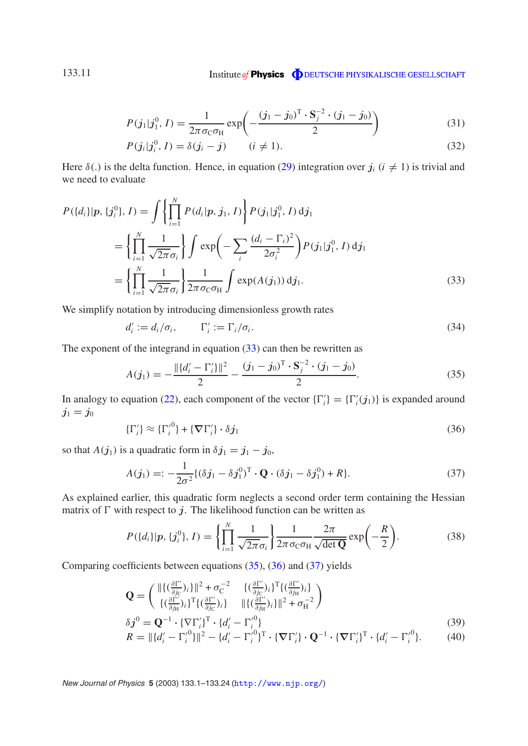$$P(\boldsymbol{j}_1|\boldsymbol{j}_1^0, I) = \frac{1}{2\pi\sigma_{\mathrm{C}}\sigma_{\mathrm{H}}}\exp\left(-\frac{(\boldsymbol{j}_1-\boldsymbol{j}_0)^{\mathrm{T}}\cdot\mathbf{S}_j^{-2}\cdot(\boldsymbol{j}_1-\boldsymbol{j}_0)}{2}\right) \tag{31}$$

$$P(\boldsymbol{j}_i|\boldsymbol{j}_i^0, I) = \delta(\boldsymbol{j}_i - \boldsymbol{j}) \qquad (i \neq 1). \tag{32}$$

Here $\delta(.)$ is the delta function. Hence, in equation (29) integration over $\boldsymbol{j}_i$ $(i \neq 1)$ is trivial and we need to evaluate

$$\begin{aligned}
P(\{d_i\}|\boldsymbol{p}, \{\boldsymbol{j}_i^0\}, I) &= \int\left\{\prod_{i=1}^{N} P(d_i|\boldsymbol{p}, \boldsymbol{j}_1, I)\right\} P(\boldsymbol{j}_1|\boldsymbol{j}_1^0, I)\,\mathrm{d}\boldsymbol{j}_1 \\
&= \left\{\prod_{i=1}^{N}\frac{1}{\sqrt{2\pi}\sigma_i}\right\}\int \exp\left(-\sum_i \frac{(d_i-\Gamma_i)^2}{2\sigma_i^2}\right) P(\boldsymbol{j}_1|\boldsymbol{j}_1^0, I)\,\mathrm{d}\boldsymbol{j}_1 \\
&= \left\{\prod_{i=1}^{N}\frac{1}{\sqrt{2\pi}\sigma_i}\right\}\frac{1}{2\pi\sigma_{\mathrm{C}}\sigma_{\mathrm{H}}}\int \exp(A(\boldsymbol{j}_1))\,\mathrm{d}\boldsymbol{j}_1.
\end{aligned} \tag{33}$$

We simplify notation by introducing dimensionless growth rates

$$d_i' := d_i/\sigma_i, \qquad \Gamma_i' := \Gamma_i/\sigma_i. \tag{34}$$

The exponent of the integrand in equation (33) can then be rewritten as

$$A(\boldsymbol{j}_1) = -\frac{\|\{d_i' - \Gamma_i'\}\|^2}{2} - \frac{(\boldsymbol{j}_1-\boldsymbol{j}_0)^{\mathrm{T}}\cdot\mathbf{S}_j^{-2}\cdot(\boldsymbol{j}_1-\boldsymbol{j}_0)}{2}. \tag{35}$$

In analogy to equation (22), each component of the vector $\{\Gamma_i'\} = \{\Gamma_i'(\boldsymbol{j}_1)\}$ is expanded around $\boldsymbol{j}_1 = \boldsymbol{j}_0$

$$\{\Gamma_i'\} \approx \{\Gamma_i'^{0}\} + \{\boldsymbol{\nabla}\Gamma_i'\}\cdot\delta\boldsymbol{j}_1 \tag{36}$$

so that $A(\boldsymbol{j}_1)$ is a quadratic form in $\delta\boldsymbol{j}_1 = \boldsymbol{j}_1 - \boldsymbol{j}_0$,

$$A(\boldsymbol{j}_1) =: -\frac{1}{2\sigma^2}\{(\delta\boldsymbol{j}_1 - \delta\boldsymbol{j}_1^0)^{\mathrm{T}}\cdot\mathbf{Q}\cdot(\delta\boldsymbol{j}_1 - \delta\boldsymbol{j}_1^0) + R\}. \tag{37}$$

As explained earlier, this quadratic form neglects a second order term containing the Hessian matrix of $\Gamma$ with respect to $\boldsymbol{j}$. The likelihood function can be written as

$$P(\{d_i\}|\boldsymbol{p}, \{\boldsymbol{j}_i^0\}, I) = \left\{\prod_{i=1}^{N}\frac{1}{\sqrt{2\pi}\sigma_i}\right\}\frac{1}{2\pi\sigma_{\mathrm{C}}\sigma_{\mathrm{H}}}\frac{2\pi}{\sqrt{\det\mathbf{Q}}}\exp\left(-\frac{R}{2}\right). \tag{38}$$

Comparing coefficients between equations (35), (36) and (37) yields

$$\mathbf{Q} = \begin{pmatrix} \|\{(\frac{\partial\Gamma'}{\partial j_{\mathrm{C}}})_i\}\|^2 + \sigma_{\mathrm{C}}^{-2} & \{(\frac{\partial\Gamma'}{\partial j_{\mathrm{C}}})_i\}^{\mathrm{T}}\{(\frac{\partial\Gamma'}{\partial j_{\mathrm{H}}})_i\} \\ \{(\frac{\partial\Gamma'}{\partial j_{\mathrm{H}}})_i\}^{\mathrm{T}}\{(\frac{\partial\Gamma'}{\partial j_{\mathrm{C}}})_i\} & \|\{(\frac{\partial\Gamma'}{\partial j_{\mathrm{H}}})_i\}\|^2 + \sigma_{\mathrm{H}}^{-2} \end{pmatrix}$$

$$\delta\boldsymbol{j}^0 = \mathbf{Q}^{-1}\cdot\{\boldsymbol{\nabla}\Gamma_i'\}^{\mathrm{T}}\cdot\{d_i' - \Gamma_i'\} \tag{39}$$

$$R = \|\{d_i' - \Gamma_i'^{0}\}\|^2 - \{d_i' - \Gamma_i'^{0}\}^{\mathrm{T}}\cdot\{\boldsymbol{\nabla}\Gamma_i'\}\cdot\mathbf{Q}^{-1}\cdot\{\boldsymbol{\nabla}\Gamma_i'\}^{\mathrm{T}}\cdot\{d_i' - \Gamma_i'^{0}\}. \tag{40}$$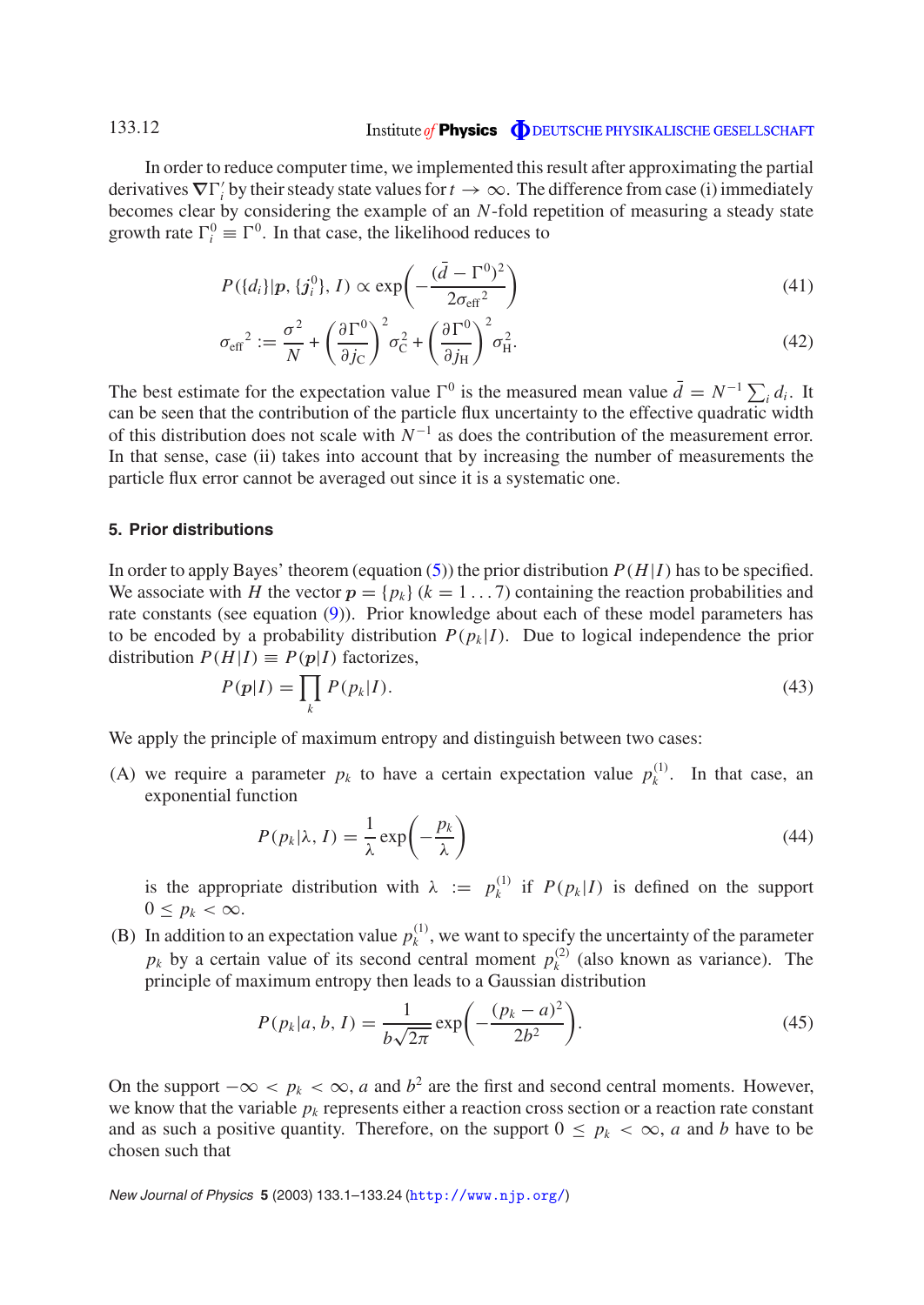In order to reduce computer time, we implemented this result after approximating the partial derivatives $\nabla\Gamma_i'$ by their steady state values for $t \to \infty$. The difference from case (i) immediately becomes clear by considering the example of an $N$-fold repetition of measuring a steady state growth rate $\Gamma_i^0 \equiv \Gamma^0$. In that case, the likelihood reduces to

$$P(\{d_i\}|\boldsymbol{p}, \{\boldsymbol{j}_i^0\}, I) \propto \exp\left(-\frac{(\bar{d} - \Gamma^0)^2}{2{\sigma_{\text{eff}}}^2}\right) \tag{41}$$

$${\sigma_{\text{eff}}}^2 := \frac{\sigma^2}{N} + \left(\frac{\partial\Gamma^0}{\partial j_{\text{C}}}\right)^2 \sigma_{\text{C}}^2 + \left(\frac{\partial\Gamma^0}{\partial j_{\text{H}}}\right)^2 \sigma_{\text{H}}^2. \tag{42}$$

The best estimate for the expectation value $\Gamma^0$ is the measured mean value $\bar{d} = N^{-1}\sum_i d_i$. It can be seen that the contribution of the particle flux uncertainty to the effective quadratic width of this distribution does not scale with $N^{-1}$ as does the contribution of the measurement error. In that sense, case (ii) takes into account that by increasing the number of measurements the particle flux error cannot be averaged out since it is a systematic one.

## 5. Prior distributions

In order to apply Bayes' theorem (equation (5)) the prior distribution $P(H|I)$ has to be specified. We associate with $H$ the vector $\boldsymbol{p} = \{p_k\}$ $(k = 1 \ldots 7)$ containing the reaction probabilities and rate constants (see equation (9)). Prior knowledge about each of these model parameters has to be encoded by a probability distribution $P(p_k|I)$. Due to logical independence the prior distribution $P(H|I) \equiv P(\boldsymbol{p}|I)$ factorizes,

$$P(\boldsymbol{p}|I) = \prod_k P(p_k|I). \tag{43}$$

We apply the principle of maximum entropy and distinguish between two cases:

(A) we require a parameter $p_k$ to have a certain expectation value $p_k^{(1)}$. In that case, an exponential function

$$P(p_k|\lambda, I) = \frac{1}{\lambda}\exp\left(-\frac{p_k}{\lambda}\right) \tag{44}$$

is the appropriate distribution with $\lambda := p_k^{(1)}$ if $P(p_k|I)$ is defined on the support $0 \leq p_k < \infty$.

(B) In addition to an expectation value $p_k^{(1)}$, we want to specify the uncertainty of the parameter $p_k$ by a certain value of its second central moment $p_k^{(2)}$ (also known as variance). The principle of maximum entropy then leads to a Gaussian distribution

$$P(p_k|a, b, I) = \frac{1}{b\sqrt{2\pi}}\exp\left(-\frac{(p_k - a)^2}{2b^2}\right). \tag{45}$$

On the support $-\infty < p_k < \infty$, $a$ and $b^2$ are the first and second central moments. However, we know that the variable $p_k$ represents either a reaction cross section or a reaction rate constant and as such a positive quantity. Therefore, on the support $0 \leq p_k < \infty$, $a$ and $b$ have to be chosen such that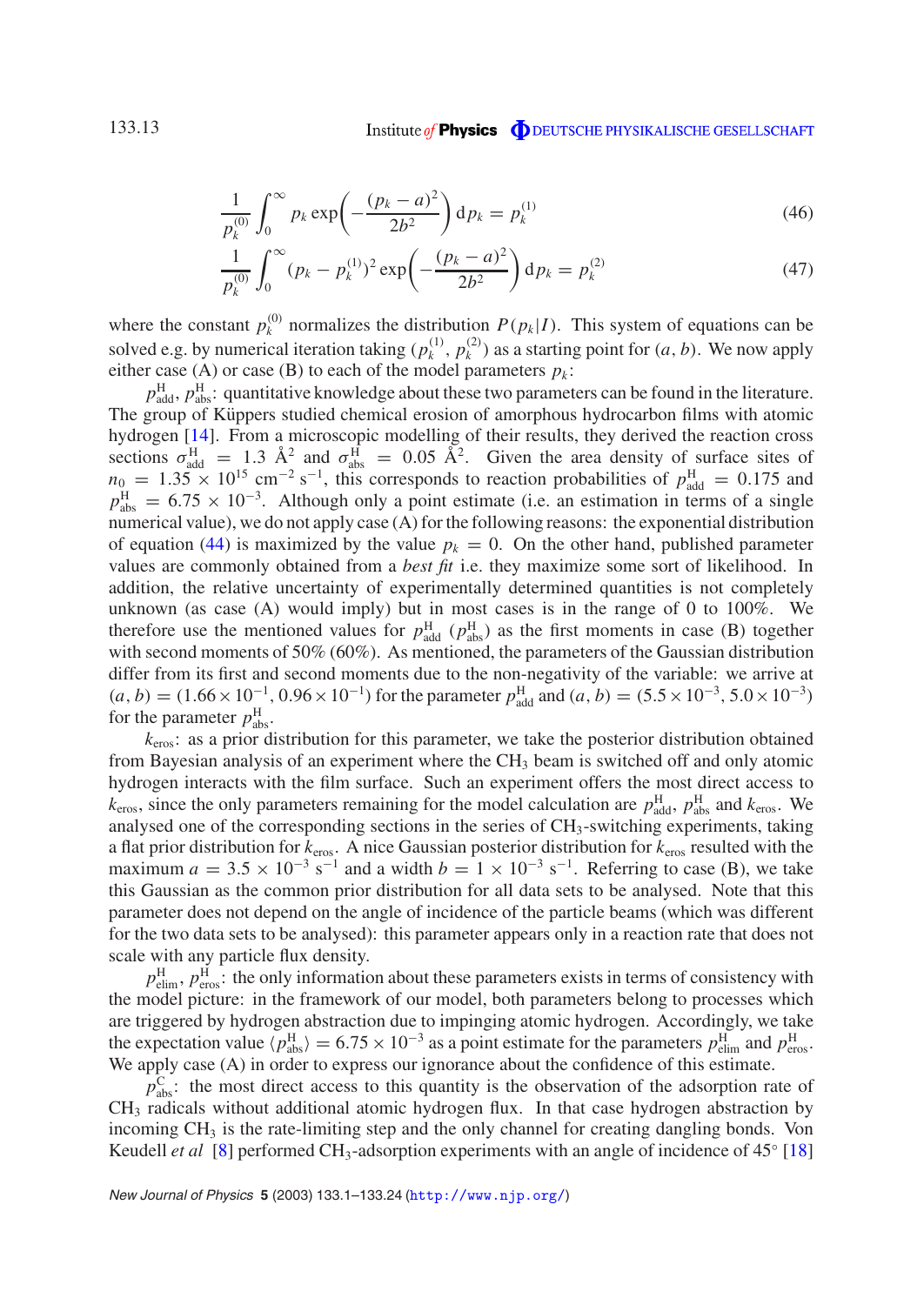$$\frac{1}{p_k^{(0)}} \int_0^\infty p_k \exp\left(-\frac{(p_k - a)^2}{2b^2}\right) \mathrm{d}p_k = p_k^{(1)} \tag{46}$$

$$\frac{1}{p_k^{(0)}} \int_0^\infty (p_k - p_k^{(1)})^2 \exp\left(-\frac{(p_k - a)^2}{2b^2}\right) \mathrm{d}p_k = p_k^{(2)} \tag{47}$$

where the constant $p_k^{(0)}$ normalizes the distribution $P(p_k|I)$. This system of equations can be solved e.g. by numerical iteration taking $(p_k^{(1)}, p_k^{(2)})$ as a starting point for $(a, b)$. We now apply either case (A) or case (B) to each of the model parameters $p_k$:

$p_{\mathrm{add}}^{\mathrm{H}}$, $p_{\mathrm{abs}}^{\mathrm{H}}$: quantitative knowledge about these two parameters can be found in the literature. The group of Küppers studied chemical erosion of amorphous hydrocarbon films with atomic hydrogen [14]. From a microscopic modelling of their results, they derived the reaction cross sections $\sigma_{\mathrm{add}}^{\mathrm{H}} = 1.3$ Å$^2$ and $\sigma_{\mathrm{abs}}^{\mathrm{H}} = 0.05$ Å$^2$. Given the area density of surface sites of $n_0 = 1.35 \times 10^{15}$ cm$^{-2}$ s$^{-1}$, this corresponds to reaction probabilities of $p_{\mathrm{add}}^{\mathrm{H}} = 0.175$ and $p_{\mathrm{abs}}^{\mathrm{H}} = 6.75 \times 10^{-3}$. Although only a point estimate (i.e. an estimation in terms of a single numerical value), we do not apply case (A) for the following reasons: the exponential distribution of equation (44) is maximized by the value $p_k = 0$. On the other hand, published parameter values are commonly obtained from a *best fit* i.e. they maximize some sort of likelihood. In addition, the relative uncertainty of experimentally determined quantities is not completely unknown (as case (A) would imply) but in most cases is in the range of 0 to 100%. We therefore use the mentioned values for $p_{\mathrm{add}}^{\mathrm{H}}$ ($p_{\mathrm{abs}}^{\mathrm{H}}$) as the first moments in case (B) together with second moments of 50% (60%). As mentioned, the parameters of the Gaussian distribution differ from its first and second moments due to the non-negativity of the variable: we arrive at $(a, b) = (1.66 \times 10^{-1}, 0.96 \times 10^{-1})$ for the parameter $p_{\mathrm{add}}^{\mathrm{H}}$ and $(a, b) = (5.5 \times 10^{-3}, 5.0 \times 10^{-3})$ for the parameter $p_{\mathrm{abs}}^{\mathrm{H}}$.

$k_{\mathrm{eros}}$: as a prior distribution for this parameter, we take the posterior distribution obtained from Bayesian analysis of an experiment where the $CH_3$ beam is switched off and only atomic hydrogen interacts with the film surface. Such an experiment offers the most direct access to $k_{\mathrm{eros}}$, since the only parameters remaining for the model calculation are $p_{\mathrm{add}}^{\mathrm{H}}$, $p_{\mathrm{abs}}^{\mathrm{H}}$ and $k_{\mathrm{eros}}$. We analysed one of the corresponding sections in the series of $CH_3$-switching experiments, taking a flat prior distribution for $k_{\mathrm{eros}}$. A nice Gaussian posterior distribution for $k_{\mathrm{eros}}$ resulted with the maximum $a = 3.5 \times 10^{-3}$ s$^{-1}$ and a width $b = 1 \times 10^{-3}$ s$^{-1}$. Referring to case (B), we take this Gaussian as the common prior distribution for all data sets to be analysed. Note that this parameter does not depend on the angle of incidence of the particle beams (which was different for the two data sets to be analysed): this parameter appears only in a reaction rate that does not scale with any particle flux density.

$p_{\mathrm{elim}}^{\mathrm{H}}$, $p_{\mathrm{eros}}^{\mathrm{H}}$: the only information about these parameters exists in terms of consistency with the model picture: in the framework of our model, both parameters belong to processes which are triggered by hydrogen abstraction due to impinging atomic hydrogen. Accordingly, we take the expectation value $\langle p_{\mathrm{abs}}^{\mathrm{H}} \rangle = 6.75 \times 10^{-3}$ as a point estimate for the parameters $p_{\mathrm{elim}}^{\mathrm{H}}$ and $p_{\mathrm{eros}}^{\mathrm{H}}$. We apply case (A) in order to express our ignorance about the confidence of this estimate.

$p_{\mathrm{abs}}^{\mathrm{C}}$: the most direct access to this quantity is the observation of the adsorption rate of $CH_3$ radicals without additional atomic hydrogen flux. In that case hydrogen abstraction by incoming $CH_3$ is the rate-limiting step and the only channel for creating dangling bonds. Von Keudell *et al* [8] performed $CH_3$-adsorption experiments with an angle of incidence of 45° [18]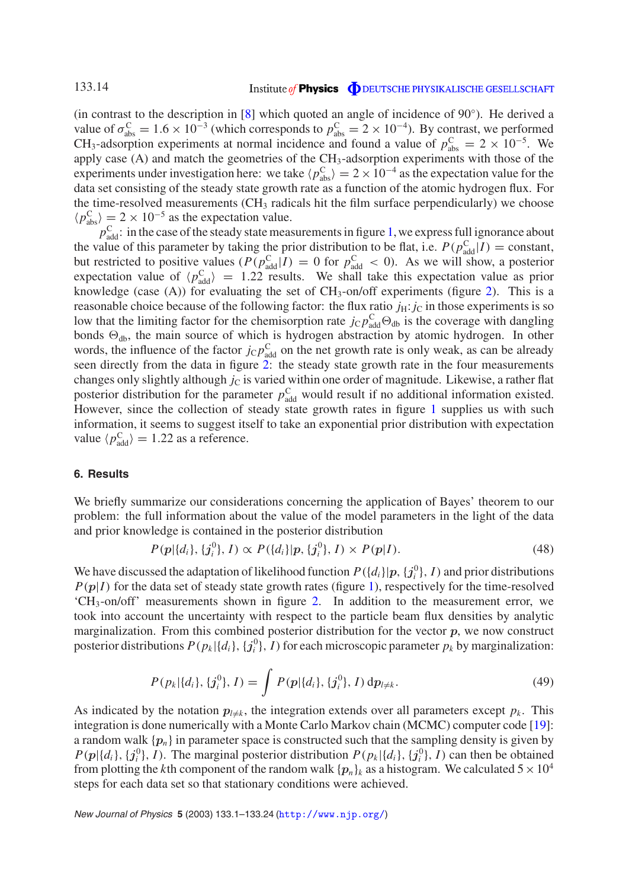(in contrast to the description in [8] which quoted an angle of incidence of 90°). He derived a value of $\sigma^{\mathrm{C}}_{\mathrm{abs}} = 1.6 \times 10^{-3}$ (which corresponds to $p^{\mathrm{C}}_{\mathrm{abs}} = 2 \times 10^{-4}$). By contrast, we performed $CH_3$-adsorption experiments at normal incidence and found a value of $p^{\mathrm{C}}_{\mathrm{abs}} = 2 \times 10^{-5}$. We apply case (A) and match the geometries of the $CH_3$-adsorption experiments with those of the experiments under investigation here: we take $\langle p^{\mathrm{C}}_{\mathrm{abs}} \rangle = 2 \times 10^{-4}$ as the expectation value for the data set consisting of the steady state growth rate as a function of the atomic hydrogen flux. For the time-resolved measurements ($CH_3$ radicals hit the film surface perpendicularly) we choose $\langle p^{\mathrm{C}}_{\mathrm{abs}} \rangle = 2 \times 10^{-5}$ as the expectation value.

$p^{\mathrm{C}}_{\mathrm{add}}$: in the case of the steady state measurements in figure 1, we express full ignorance about the value of this parameter by taking the prior distribution to be flat, i.e. $P(p^{\mathrm{C}}_{\mathrm{add}}|I) = \text{constant}$, but restricted to positive values ($P(p^{\mathrm{C}}_{\mathrm{add}}|I) = 0$ for $p^{\mathrm{C}}_{\mathrm{add}} < 0$). As we will show, a posterior expectation value of $\langle p^{\mathrm{C}}_{\mathrm{add}} \rangle = 1.22$ results. We shall take this expectation value as prior knowledge (case (A)) for evaluating the set of $CH_3$-on/off experiments (figure 2). This is a reasonable choice because of the following factor: the flux ratio $j_{\mathrm{H}}{:}\, j_{\mathrm{C}}$ in those experiments is so low that the limiting factor for the chemisorption rate $j_{\mathrm{C}} p^{\mathrm{C}}_{\mathrm{add}} \Theta_{\mathrm{db}}$ is the coverage with dangling bonds $\Theta_{\mathrm{db}}$, the main source of which is hydrogen abstraction by atomic hydrogen. In other words, the influence of the factor $j_{\mathrm{C}} p^{\mathrm{C}}_{\mathrm{add}}$ on the net growth rate is only weak, as can be already seen directly from the data in figure 2: the steady state growth rate in the four measurements changes only slightly although $j_{\mathrm{C}}$ is varied within one order of magnitude. Likewise, a rather flat posterior distribution for the parameter $p^{\mathrm{C}}_{\mathrm{add}}$ would result if no additional information existed. However, since the collection of steady state growth rates in figure 1 supplies us with such information, it seems to suggest itself to take an exponential prior distribution with expectation value $\langle p^{\mathrm{C}}_{\mathrm{add}} \rangle = 1.22$ as a reference.

## 6. Results

We briefly summarize our considerations concerning the application of Bayes' theorem to our problem: the full information about the value of the model parameters in the light of the data and prior knowledge is contained in the posterior distribution

$$P(\boldsymbol{p}|\{d_i\}, \{\boldsymbol{j}^0_i\}, I) \propto P(\{d_i\}|\boldsymbol{p}, \{\boldsymbol{j}^0_i\}, I) \times P(\boldsymbol{p}|I). \tag{48}$$

We have discussed the adaptation of likelihood function $P(\{d_i\}|\boldsymbol{p}, \{\boldsymbol{j}^0_i\}, I)$ and prior distributions $P(\boldsymbol{p}|I)$ for the data set of steady state growth rates (figure 1), respectively for the time-resolved '$CH_3$-on/off' measurements shown in figure 2. In addition to the measurement error, we took into account the uncertainty with respect to the particle beam flux densities by analytic marginalization. From this combined posterior distribution for the vector $\boldsymbol{p}$, we now construct posterior distributions $P(p_k|\{d_i\}, \{\boldsymbol{j}^0_i\}, I)$ for each microscopic parameter $p_k$ by marginalization:

$$P(p_k|\{d_i\}, \{\boldsymbol{j}^0_i\}, I) = \int P(\boldsymbol{p}|\{d_i\}, \{\boldsymbol{j}^0_i\}, I)\, \mathrm{d}\boldsymbol{p}_{l \neq k}. \tag{49}$$

As indicated by the notation $\boldsymbol{p}_{l \neq k}$, the integration extends over all parameters except $p_k$. This integration is done numerically with a Monte Carlo Markov chain (MCMC) computer code [19]: a random walk $\{\boldsymbol{p}_n\}$ in parameter space is constructed such that the sampling density is given by $P(\boldsymbol{p}|\{d_i\}, \{\boldsymbol{j}^0_i\}, I)$. The marginal posterior distribution $P(p_k|\{d_i\}, \{\boldsymbol{j}^0_i\}, I)$ can then be obtained from plotting the $k$th component of the random walk $\{\boldsymbol{p}_n\}_k$ as a histogram. We calculated $5 \times 10^4$ steps for each data set so that stationary conditions were achieved.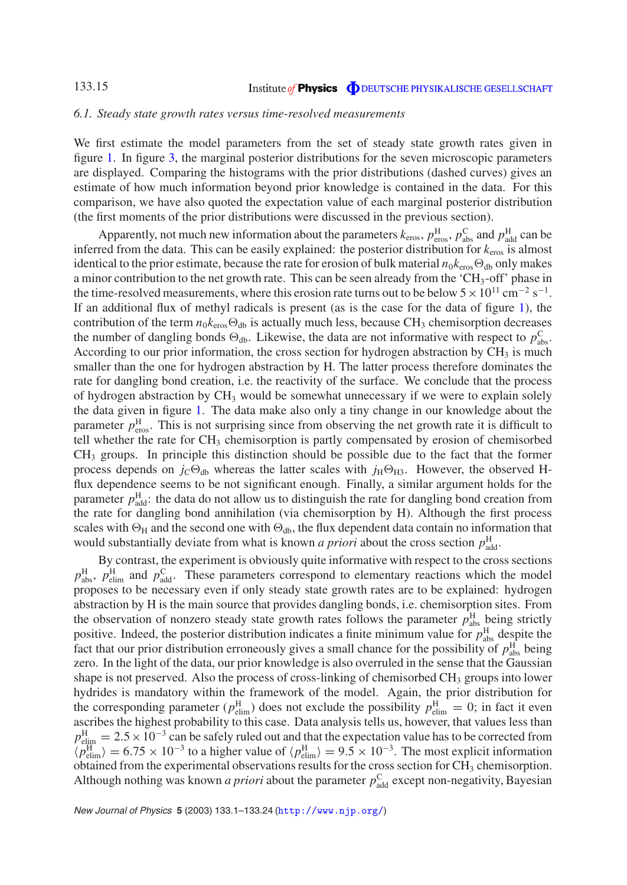### 6.1. Steady state growth rates versus time-resolved measurements

We first estimate the model parameters from the set of steady state growth rates given in figure 1. In figure 3, the marginal posterior distributions for the seven microscopic parameters are displayed. Comparing the histograms with the prior distributions (dashed curves) gives an estimate of how much information beyond prior knowledge is contained in the data. For this comparison, we have also quoted the expectation value of each marginal posterior distribution (the first moments of the prior distributions were discussed in the previous section).

Apparently, not much new information about the parameters $k_{\mathrm{eros}}$, $p^{\mathrm{H}}_{\mathrm{eros}}$, $p^{\mathrm{C}}_{\mathrm{abs}}$ and $p^{\mathrm{H}}_{\mathrm{add}}$ can be inferred from the data. This can be easily explained: the posterior distribution for $k_{\mathrm{eros}}$ is almost identical to the prior estimate, because the rate for erosion of bulk material $n_0 k_{\mathrm{eros}} \Theta_{\mathrm{db}}$ only makes a minor contribution to the net growth rate. This can be seen already from the '$CH_3$-off' phase in the time-resolved measurements, where this erosion rate turns out to be below $5 \times 10^{11}\ \mathrm{cm}^{-2}\ \mathrm{s}^{-1}$. If an additional flux of methyl radicals is present (as is the case for the data of figure 1), the contribution of the term $n_0 k_{\mathrm{eros}} \Theta_{\mathrm{db}}$ is actually much less, because $CH_3$ chemisorption decreases the number of dangling bonds $\Theta_{\mathrm{db}}$. Likewise, the data are not informative with respect to $p^{\mathrm{C}}_{\mathrm{abs}}$. According to our prior information, the cross section for hydrogen abstraction by $CH_3$ is much smaller than the one for hydrogen abstraction by H. The latter process therefore dominates the rate for dangling bond creation, i.e. the reactivity of the surface. We conclude that the process of hydrogen abstraction by $CH_3$ would be somewhat unnecessary if we were to explain solely the data given in figure 1. The data make also only a tiny change in our knowledge about the parameter $p^{\mathrm{H}}_{\mathrm{eros}}$. This is not surprising since from observing the net growth rate it is difficult to tell whether the rate for $CH_3$ chemisorption is partly compensated by erosion of chemisorbed $CH_3$ groups. In principle this distinction should be possible due to the fact that the former process depends on $j_{\mathrm{C}} \Theta_{\mathrm{db}}$ whereas the latter scales with $j_{\mathrm{H}} \Theta_{\mathrm{H3}}$. However, the observed H-flux dependence seems to be not significant enough. Finally, a similar argument holds for the parameter $p^{\mathrm{H}}_{\mathrm{add}}$: the data do not allow us to distinguish the rate for dangling bond creation from the rate for dangling bond annihilation (via chemisorption by H). Although the first process scales with $\Theta_{\mathrm{H}}$ and the second one with $\Theta_{\mathrm{db}}$, the flux dependent data contain no information that would substantially deviate from what is known *a priori* about the cross section $p^{\mathrm{H}}_{\mathrm{add}}$.

By contrast, the experiment is obviously quite informative with respect to the cross sections $p^{\mathrm{H}}_{\mathrm{abs}}$, $p^{\mathrm{H}}_{\mathrm{elim}}$ and $p^{\mathrm{C}}_{\mathrm{add}}$. These parameters correspond to elementary reactions which the model proposes to be necessary even if only steady state growth rates are to be explained: hydrogen abstraction by H is the main source that provides dangling bonds, i.e. chemisorption sites. From the observation of nonzero steady state growth rates follows the parameter $p^{\mathrm{H}}_{\mathrm{abs}}$ being strictly positive. Indeed, the posterior distribution indicates a finite minimum value for $p^{\mathrm{H}}_{\mathrm{abs}}$ despite the fact that our prior distribution erroneously gives a small chance for the possibility of $p^{\mathrm{H}}_{\mathrm{abs}}$ being zero. In the light of the data, our prior knowledge is also overruled in the sense that the Gaussian shape is not preserved. Also the process of cross-linking of chemisorbed $CH_3$ groups into lower hydrides is mandatory within the framework of the model. Again, the prior distribution for the corresponding parameter ($p^{\mathrm{H}}_{\mathrm{elim}}$) does not exclude the possibility $p^{\mathrm{H}}_{\mathrm{elim}} = 0$; in fact it even ascribes the highest probability to this case. Data analysis tells us, however, that values less than $p^{\mathrm{H}}_{\mathrm{elim}} = 2.5 \times 10^{-3}$ can be safely ruled out and that the expectation value has to be corrected from $\langle p^{\mathrm{H}}_{\mathrm{elim}} \rangle = 6.75 \times 10^{-3}$ to a higher value of $\langle p^{\mathrm{H}}_{\mathrm{elim}} \rangle = 9.5 \times 10^{-3}$. The most explicit information obtained from the experimental observations results for the cross section for $CH_3$ chemisorption. Although nothing was known *a priori* about the parameter $p^{\mathrm{C}}_{\mathrm{add}}$ except non-negativity, Bayesian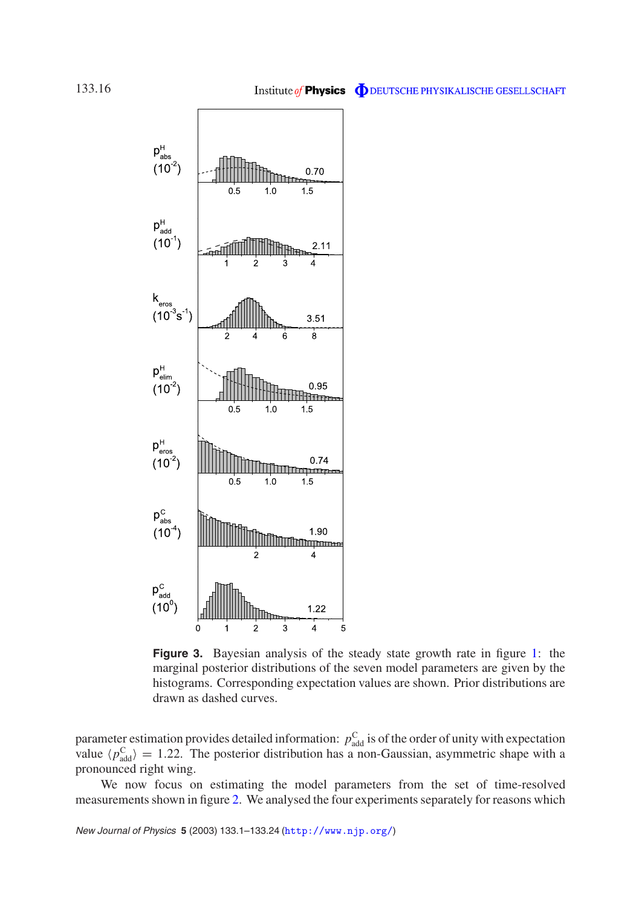**Figure 3.** Bayesian analysis of the steady state growth rate in figure 1: the marginal posterior distributions of the seven model parameters are given by the histograms. Corresponding expectation values are shown. Prior distributions are drawn as dashed curves.

parameter estimation provides detailed information: $p^{C}_{add}$ is of the order of unity with expectation value $\langle p^{C}_{add} \rangle = 1.22$. The posterior distribution has a non-Gaussian, asymmetric shape with a pronounced right wing.

We now focus on estimating the model parameters from the set of time-resolved measurements shown in figure 2. We analysed the four experiments separately for reasons which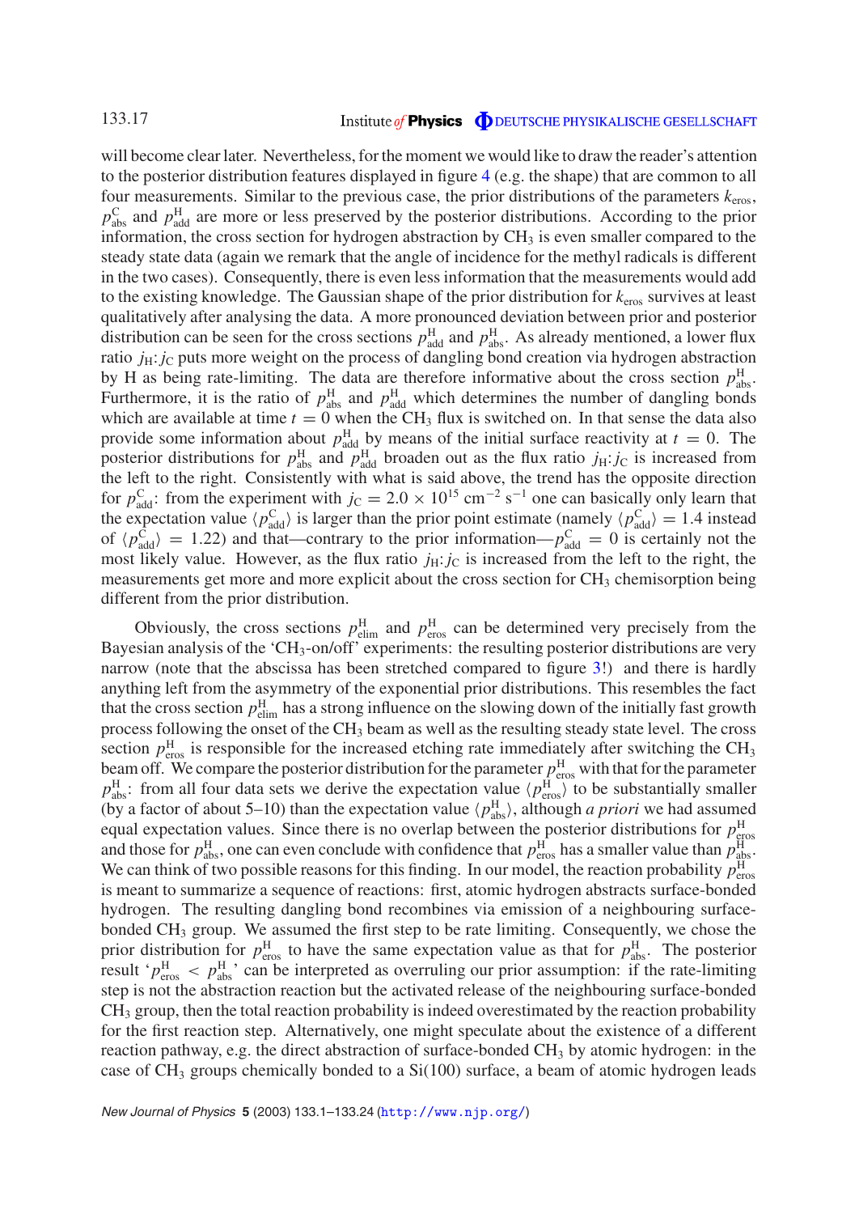will become clear later. Nevertheless, for the moment we would like to draw the reader's attention to the posterior distribution features displayed in figure 4 (e.g. the shape) that are common to all four measurements. Similar to the previous case, the prior distributions of the parameters $k_{\mathrm{eros}}$, $p^{\mathrm{C}}_{\mathrm{abs}}$ and $p^{\mathrm{H}}_{\mathrm{add}}$ are more or less preserved by the posterior distributions. According to the prior information, the cross section for hydrogen abstraction by $CH_3$ is even smaller compared to the steady state data (again we remark that the angle of incidence for the methyl radicals is different in the two cases). Consequently, there is even less information that the measurements would add to the existing knowledge. The Gaussian shape of the prior distribution for $k_{\mathrm{eros}}$ survives at least qualitatively after analysing the data. A more pronounced deviation between prior and posterior distribution can be seen for the cross sections $p^{\mathrm{H}}_{\mathrm{add}}$ and $p^{\mathrm{H}}_{\mathrm{abs}}$. As already mentioned, a lower flux ratio $j_{\mathrm{H}}{:}j_{\mathrm{C}}$ puts more weight on the process of dangling bond creation via hydrogen abstraction by H as being rate-limiting. The data are therefore informative about the cross section $p^{\mathrm{H}}_{\mathrm{abs}}$. Furthermore, it is the ratio of $p^{\mathrm{H}}_{\mathrm{abs}}$ and $p^{\mathrm{H}}_{\mathrm{add}}$ which determines the number of dangling bonds which are available at time $t = 0$ when the $CH_3$ flux is switched on. In that sense the data also provide some information about $p^{\mathrm{H}}_{\mathrm{add}}$ by means of the initial surface reactivity at $t = 0$. The posterior distributions for $p^{\mathrm{H}}_{\mathrm{abs}}$ and $p^{\mathrm{H}}_{\mathrm{add}}$ broaden out as the flux ratio $j_{\mathrm{H}}{:}j_{\mathrm{C}}$ is increased from the left to the right. Consistently with what is said above, the trend has the opposite direction for $p^{\mathrm{C}}_{\mathrm{add}}$: from the experiment with $j_{\mathrm{C}} = 2.0 \times 10^{15}\ \mathrm{cm}^{-2}\ \mathrm{s}^{-1}$ one can basically only learn that the expectation value $\langle p^{\mathrm{C}}_{\mathrm{add}}\rangle$ is larger than the prior point estimate (namely $\langle p^{\mathrm{C}}_{\mathrm{add}}\rangle = 1.4$ instead of $\langle p^{\mathrm{C}}_{\mathrm{add}}\rangle = 1.22$) and that—contrary to the prior information—$p^{\mathrm{C}}_{\mathrm{add}} = 0$ is certainly not the most likely value. However, as the flux ratio $j_{\mathrm{H}}{:}j_{\mathrm{C}}$ is increased from the left to the right, the measurements get more and more explicit about the cross section for $CH_3$ chemisorption being different from the prior distribution.

Obviously, the cross sections $p^{\mathrm{H}}_{\mathrm{elim}}$ and $p^{\mathrm{H}}_{\mathrm{eros}}$ can be determined very precisely from the Bayesian analysis of the '$CH_3$-on/off' experiments: the resulting posterior distributions are very narrow (note that the abscissa has been stretched compared to figure 3!) and there is hardly anything left from the asymmetry of the exponential prior distributions. This resembles the fact that the cross section $p^{\mathrm{H}}_{\mathrm{elim}}$ has a strong influence on the slowing down of the initially fast growth process following the onset of the $CH_3$ beam as well as the resulting steady state level. The cross section $p^{\mathrm{H}}_{\mathrm{eros}}$ is responsible for the increased etching rate immediately after switching the $CH_3$ beam off. We compare the posterior distribution for the parameter $p^{\mathrm{H}}_{\mathrm{eros}}$ with that for the parameter $p^{\mathrm{H}}_{\mathrm{abs}}$: from all four data sets we derive the expectation value $\langle p^{\mathrm{H}}_{\mathrm{eros}}\rangle$ to be substantially smaller (by a factor of about 5–10) than the expectation value $\langle p^{\mathrm{H}}_{\mathrm{abs}}\rangle$, although *a priori* we had assumed equal expectation values. Since there is no overlap between the posterior distributions for $p^{\mathrm{H}}_{\mathrm{eros}}$ and those for $p^{\mathrm{H}}_{\mathrm{abs}}$, one can even conclude with confidence that $p^{\mathrm{H}}_{\mathrm{eros}}$ has a smaller value than $p^{\mathrm{H}}_{\mathrm{abs}}$. We can think of two possible reasons for this finding. In our model, the reaction probability $p^{\mathrm{H}}_{\mathrm{eros}}$ is meant to summarize a sequence of reactions: first, atomic hydrogen abstracts surface-bonded hydrogen. The resulting dangling bond recombines via emission of a neighbouring surface-bonded $CH_3$ group. We assumed the first step to be rate limiting. Consequently, we chose the prior distribution for $p^{\mathrm{H}}_{\mathrm{eros}}$ to have the same expectation value as that for $p^{\mathrm{H}}_{\mathrm{abs}}$. The posterior result '$p^{\mathrm{H}}_{\mathrm{eros}} < p^{\mathrm{H}}_{\mathrm{abs}}$' can be interpreted as overruling our prior assumption: if the rate-limiting step is not the abstraction reaction but the activated release of the neighbouring surface-bonded $CH_3$ group, then the total reaction probability is indeed overestimated by the reaction probability for the first reaction step. Alternatively, one might speculate about the existence of a different reaction pathway, e.g. the direct abstraction of surface-bonded $CH_3$ by atomic hydrogen: in the case of $CH_3$ groups chemically bonded to a Si(100) surface, a beam of atomic hydrogen leads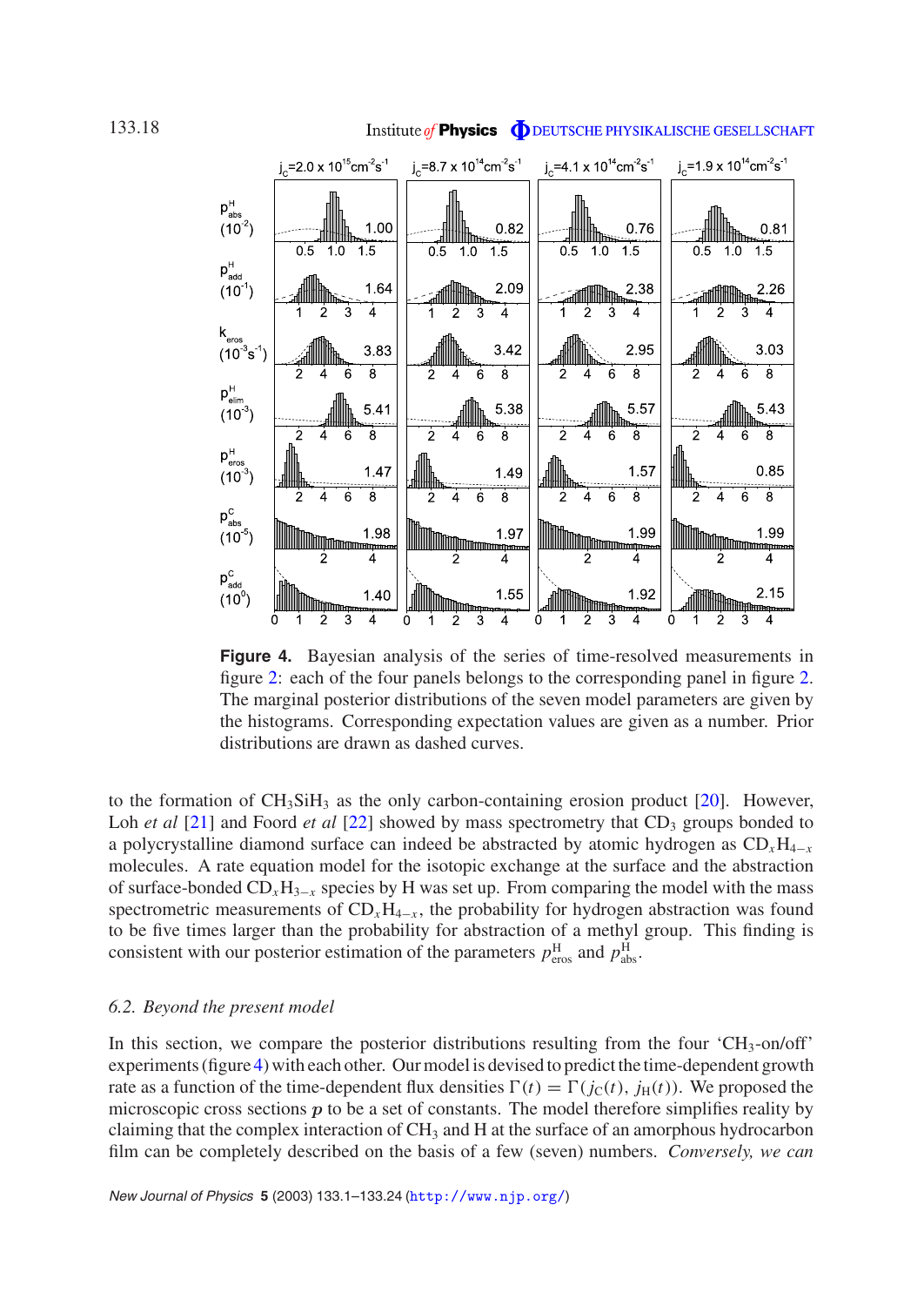**Figure 4.** Bayesian analysis of the series of time-resolved measurements in figure 2: each of the four panels belongs to the corresponding panel in figure 2. The marginal posterior distributions of the seven model parameters are given by the histograms. Corresponding expectation values are given as a number. Prior distributions are drawn as dashed curves.

to the formation of $CH_3SiH_3$ as the only carbon-containing erosion product [20]. However, Loh *et al* [21] and Foord *et al* [22] showed by mass spectrometry that $CD_3$ groups bonded to a polycrystalline diamond surface can indeed be abstracted by atomic hydrogen as $CD_xH_{4-x}$ molecules. A rate equation model for the isotopic exchange at the surface and the abstraction of surface-bonded $CD_xH_{3-x}$ species by H was set up. From comparing the model with the mass spectrometric measurements of $CD_xH_{4-x}$, the probability for hydrogen abstraction was found to be five times larger than the probability for abstraction of a methyl group. This finding is consistent with our posterior estimation of the parameters $p^{\mathrm{H}}_{\mathrm{eros}}$ and $p^{\mathrm{H}}_{\mathrm{abs}}$.

### 6.2. Beyond the present model

In this section, we compare the posterior distributions resulting from the four '$CH_3$-on/off' experiments (figure 4) with each other. Our model is devised to predict the time-dependent growth rate as a function of the time-dependent flux densities $\Gamma(t) = \Gamma(j_{\mathrm{C}}(t), j_{\mathrm{H}}(t))$. We proposed the microscopic cross sections $\boldsymbol{p}$ to be a set of constants. The model therefore simplifies reality by claiming that the complex interaction of $CH_3$ and H at the surface of an amorphous hydrocarbon film can be completely described on the basis of a few (seven) numbers. *Conversely, we can*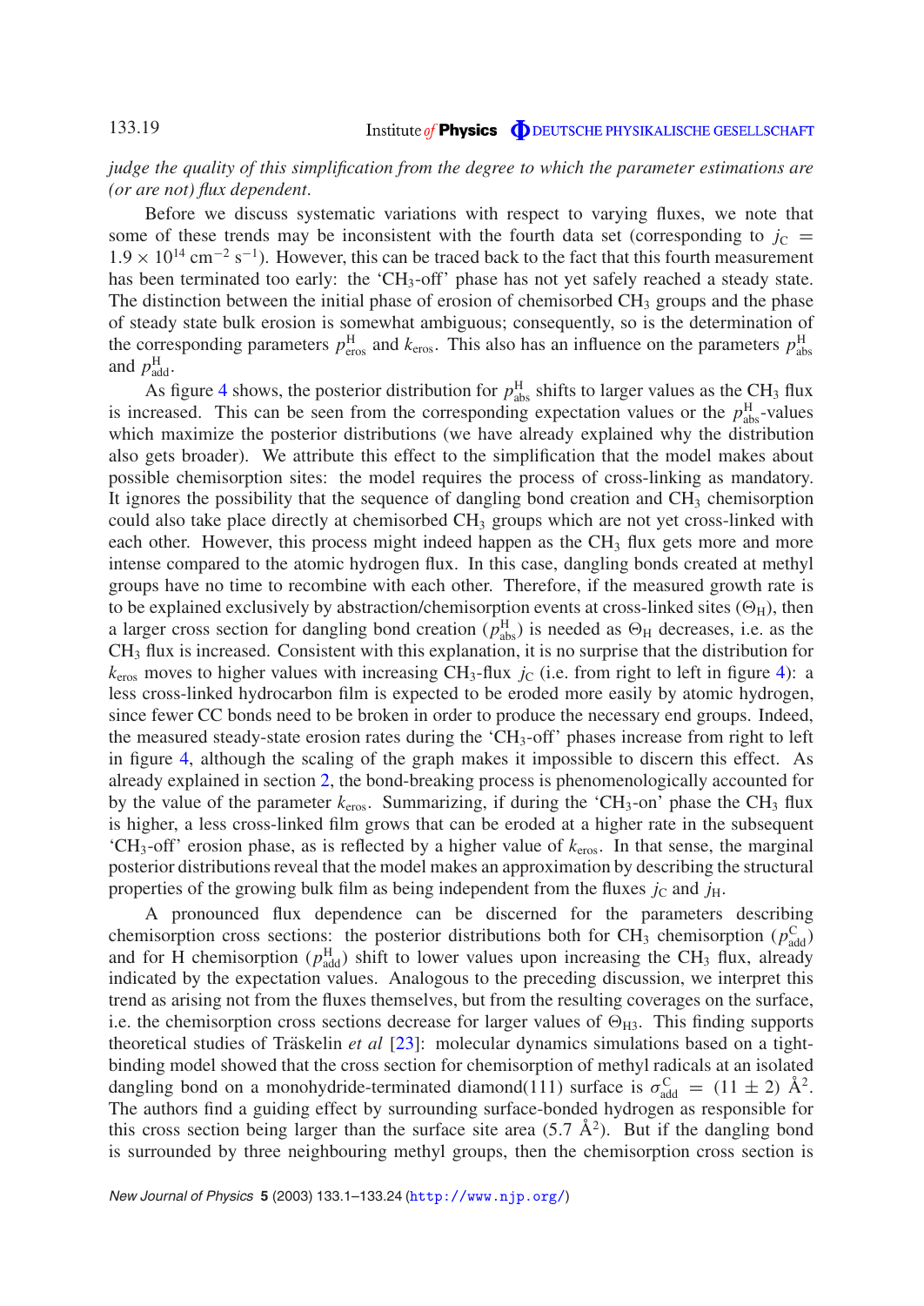*judge the quality of this simplification from the degree to which the parameter estimations are (or are not) flux dependent.*

Before we discuss systematic variations with respect to varying fluxes, we note that some of these trends may be inconsistent with the fourth data set (corresponding to $j_C = 1.9 \times 10^{14}\ \mathrm{cm^{-2}\ s^{-1}}$). However, this can be traced back to the fact that this fourth measurement has been terminated too early: the '$CH_3$-off' phase has not yet safely reached a steady state. The distinction between the initial phase of erosion of chemisorbed $CH_3$ groups and the phase of steady state bulk erosion is somewhat ambiguous; consequently, so is the determination of the corresponding parameters $p^{H}_{eros}$ and $k_{eros}$. This also has an influence on the parameters $p^{H}_{abs}$ and $p^{H}_{add}$.

As figure 4 shows, the posterior distribution for $p^{H}_{abs}$ shifts to larger values as the $CH_3$ flux is increased. This can be seen from the corresponding expectation values or the $p^{H}_{abs}$-values which maximize the posterior distributions (we have already explained why the distribution also gets broader). We attribute this effect to the simplification that the model makes about possible chemisorption sites: the model requires the process of cross-linking as mandatory. It ignores the possibility that the sequence of dangling bond creation and $CH_3$ chemisorption could also take place directly at chemisorbed $CH_3$ groups which are not yet cross-linked with each other. However, this process might indeed happen as the $CH_3$ flux gets more and more intense compared to the atomic hydrogen flux. In this case, dangling bonds created at methyl groups have no time to recombine with each other. Therefore, if the measured growth rate is to be explained exclusively by abstraction/chemisorption events at cross-linked sites ($\Theta_H$), then a larger cross section for dangling bond creation ($p^{H}_{abs}$) is needed as $\Theta_H$ decreases, i.e. as the $CH_3$ flux is increased. Consistent with this explanation, it is no surprise that the distribution for $k_{eros}$ moves to higher values with increasing $CH_3$-flux $j_C$ (i.e. from right to left in figure 4): a less cross-linked hydrocarbon film is expected to be eroded more easily by atomic hydrogen, since fewer CC bonds need to be broken in order to produce the necessary end groups. Indeed, the measured steady-state erosion rates during the '$CH_3$-off' phases increase from right to left in figure 4, although the scaling of the graph makes it impossible to discern this effect. As already explained in section 2, the bond-breaking process is phenomenologically accounted for by the value of the parameter $k_{eros}$. Summarizing, if during the '$CH_3$-on' phase the $CH_3$ flux is higher, a less cross-linked film grows that can be eroded at a higher rate in the subsequent '$CH_3$-off' erosion phase, as is reflected by a higher value of $k_{eros}$. In that sense, the marginal posterior distributions reveal that the model makes an approximation by describing the structural properties of the growing bulk film as being independent from the fluxes $j_C$ and $j_H$.

A pronounced flux dependence can be discerned for the parameters describing chemisorption cross sections: the posterior distributions both for $CH_3$ chemisorption ($p^{C}_{add}$) and for H chemisorption ($p^{H}_{add}$) shift to lower values upon increasing the $CH_3$ flux, already indicated by the expectation values. Analogous to the preceding discussion, we interpret this trend as arising not from the fluxes themselves, but from the resulting coverages on the surface, i.e. the chemisorption cross sections decrease for larger values of $\Theta_{H3}$. This finding supports theoretical studies of Träskelin *et al* [23]: molecular dynamics simulations based on a tight-binding model showed that the cross section for chemisorption of methyl radicals at an isolated dangling bond on a monohydride-terminated diamond(111) surface is $\sigma^{C}_{add} = (11 \pm 2)\ \text{Å}^2$. The authors find a guiding effect by surrounding surface-bonded hydrogen as responsible for this cross section being larger than the surface site area ($5.7\ \text{Å}^2$). But if the dangling bond is surrounded by three neighbouring methyl groups, then the chemisorption cross section is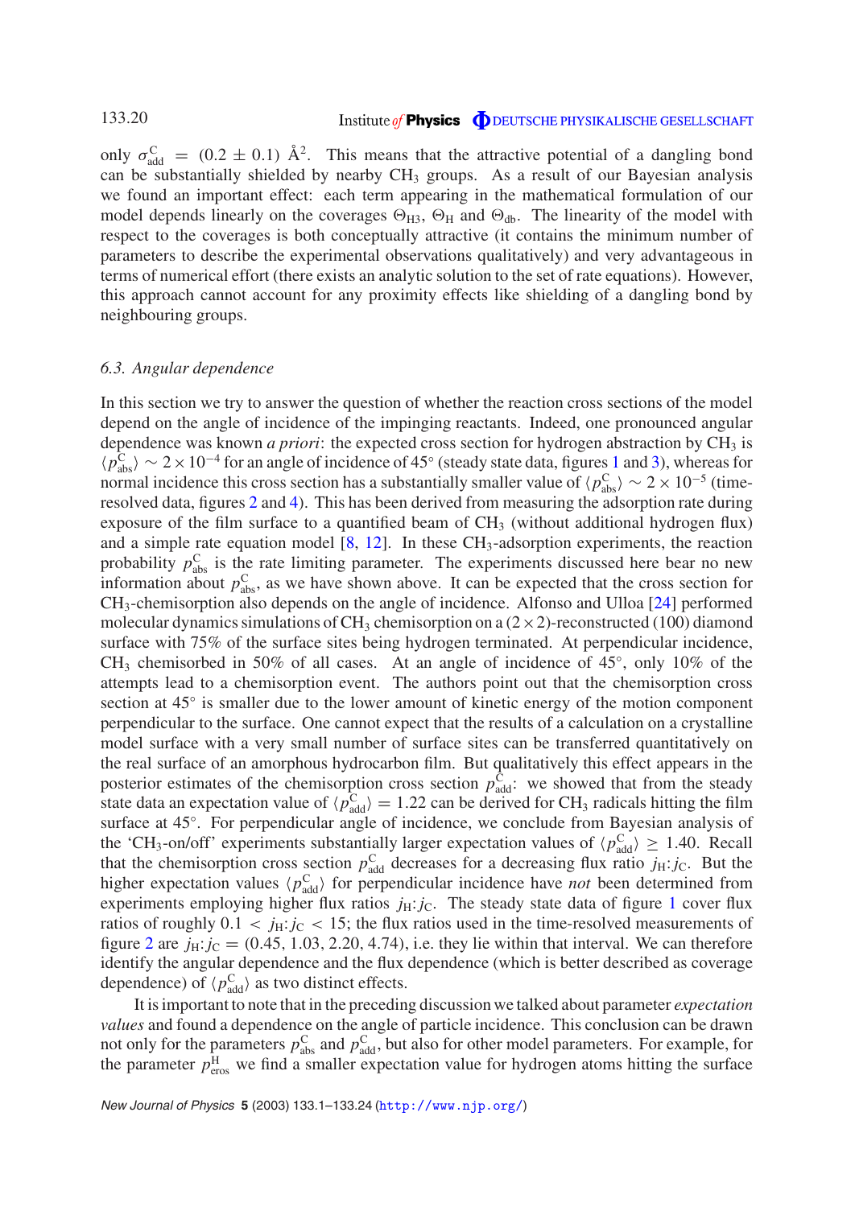only $\sigma^{\mathrm{C}}_{\mathrm{add}} = (0.2 \pm 0.1)$ Å$^2$. This means that the attractive potential of a dangling bond can be substantially shielded by nearby $CH_3$ groups. As a result of our Bayesian analysis we found an important effect: each term appearing in the mathematical formulation of our model depends linearly on the coverages $\Theta_{\mathrm{H3}}$, $\Theta_{\mathrm{H}}$ and $\Theta_{\mathrm{db}}$. The linearity of the model with respect to the coverages is both conceptually attractive (it contains the minimum number of parameters to describe the experimental observations qualitatively) and very advantageous in terms of numerical effort (there exists an analytic solution to the set of rate equations). However, this approach cannot account for any proximity effects like shielding of a dangling bond by neighbouring groups.

### 6.3. Angular dependence

In this section we try to answer the question of whether the reaction cross sections of the model depend on the angle of incidence of the impinging reactants. Indeed, one pronounced angular dependence was known *a priori*: the expected cross section for hydrogen abstraction by $CH_3$ is $\langle p^{\mathrm{C}}_{\mathrm{abs}} \rangle \sim 2 \times 10^{-4}$ for an angle of incidence of 45° (steady state data, figures 1 and 3), whereas for normal incidence this cross section has a substantially smaller value of $\langle p^{\mathrm{C}}_{\mathrm{abs}} \rangle \sim 2 \times 10^{-5}$ (time-resolved data, figures 2 and 4). This has been derived from measuring the adsorption rate during exposure of the film surface to a quantified beam of $CH_3$ (without additional hydrogen flux) and a simple rate equation model [8, 12]. In these $CH_3$-adsorption experiments, the reaction probability $p^{\mathrm{C}}_{\mathrm{abs}}$ is the rate limiting parameter. The experiments discussed here bear no new information about $p^{\mathrm{C}}_{\mathrm{abs}}$, as we have shown above. It can be expected that the cross section for $CH_3$-chemisorption also depends on the angle of incidence. Alfonso and Ulloa [24] performed molecular dynamics simulations of $CH_3$ chemisorption on a $(2 \times 2)$-reconstructed (100) diamond surface with 75% of the surface sites being hydrogen terminated. At perpendicular incidence, $CH_3$ chemisorbed in 50% of all cases. At an angle of incidence of 45°, only 10% of the attempts lead to a chemisorption event. The authors point out that the chemisorption cross section at 45° is smaller due to the lower amount of kinetic energy of the motion component perpendicular to the surface. One cannot expect that the results of a calculation on a crystalline model surface with a very small number of surface sites can be transferred quantitatively on the real surface of an amorphous hydrocarbon film. But qualitatively this effect appears in the posterior estimates of the chemisorption cross section $p^{\mathrm{C}}_{\mathrm{add}}$: we showed that from the steady state data an expectation value of $\langle p^{\mathrm{C}}_{\mathrm{add}} \rangle = 1.22$ can be derived for $CH_3$ radicals hitting the film surface at 45°. For perpendicular angle of incidence, we conclude from Bayesian analysis of the '$CH_3$-on/off' experiments substantially larger expectation values of $\langle p^{\mathrm{C}}_{\mathrm{add}} \rangle \geq 1.40$. Recall that the chemisorption cross section $p^{\mathrm{C}}_{\mathrm{add}}$ decreases for a decreasing flux ratio $j_{\mathrm{H}}{:}j_{\mathrm{C}}$. But the higher expectation values $\langle p^{\mathrm{C}}_{\mathrm{add}} \rangle$ for perpendicular incidence have *not* been determined from experiments employing higher flux ratios $j_{\mathrm{H}}{:}j_{\mathrm{C}}$. The steady state data of figure 1 cover flux ratios of roughly $0.1 < j_{\mathrm{H}}{:}j_{\mathrm{C}} < 15$; the flux ratios used in the time-resolved measurements of figure 2 are $j_{\mathrm{H}}{:}j_{\mathrm{C}} = (0.45, 1.03, 2.20, 4.74)$, i.e. they lie within that interval. We can therefore identify the angular dependence and the flux dependence (which is better described as coverage dependence) of $\langle p^{\mathrm{C}}_{\mathrm{add}} \rangle$ as two distinct effects.

It is important to note that in the preceding discussion we talked about parameter *expectation values* and found a dependence on the angle of particle incidence. This conclusion can be drawn not only for the parameters $p^{\mathrm{C}}_{\mathrm{abs}}$ and $p^{\mathrm{C}}_{\mathrm{add}}$, but also for other model parameters. For example, for the parameter $p^{\mathrm{H}}_{\mathrm{eros}}$ we find a smaller expectation value for hydrogen atoms hitting the surface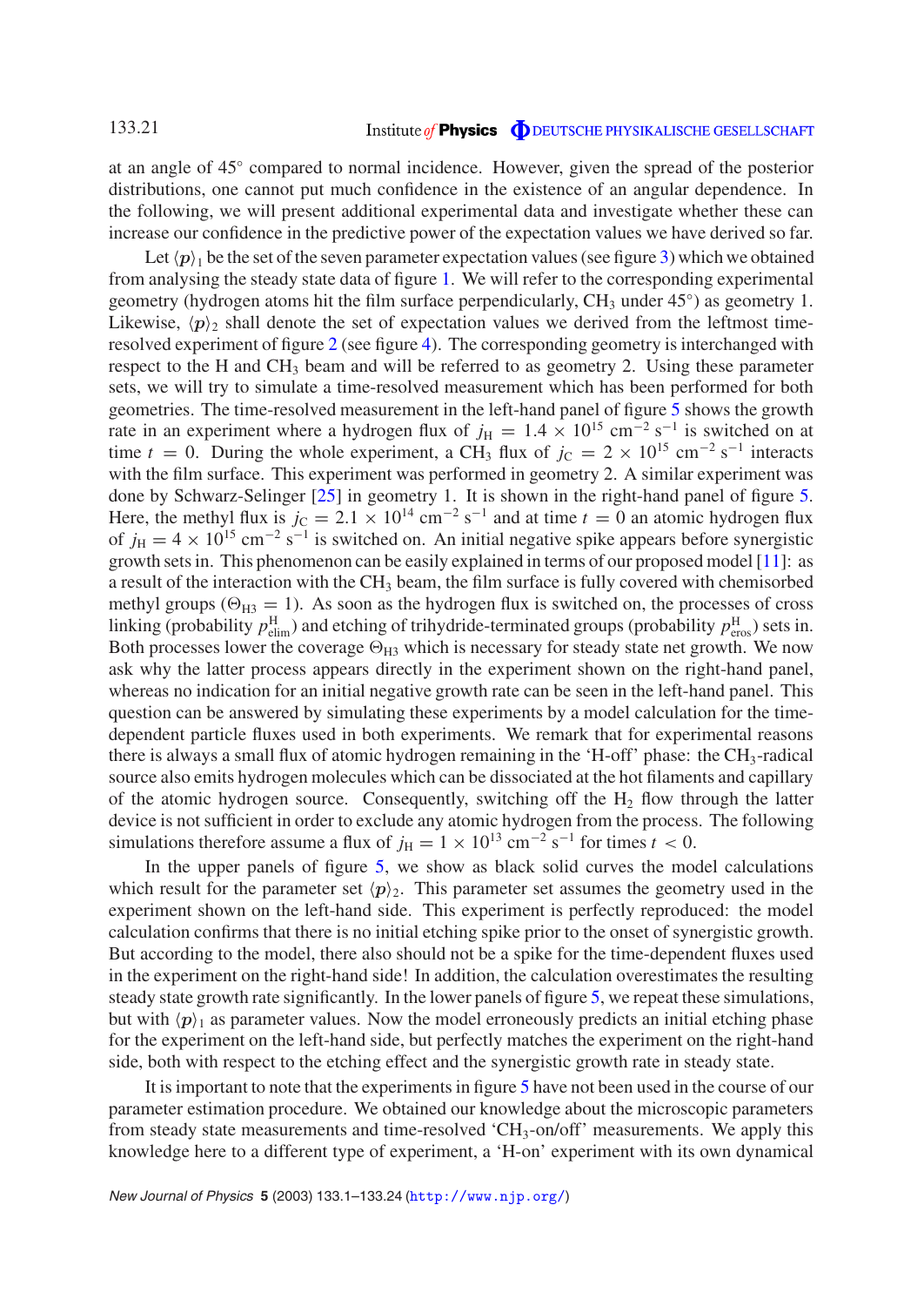at an angle of 45° compared to normal incidence. However, given the spread of the posterior distributions, one cannot put much confidence in the existence of an angular dependence. In the following, we will present additional experimental data and investigate whether these can increase our confidence in the predictive power of the expectation values we have derived so far.

Let $\langle \boldsymbol{p} \rangle_1$ be the set of the seven parameter expectation values (see figure 3) which we obtained from analysing the steady state data of figure 1. We will refer to the corresponding experimental geometry (hydrogen atoms hit the film surface perpendicularly, $CH_3$ under 45°) as geometry 1. Likewise, $\langle \boldsymbol{p} \rangle_2$ shall denote the set of expectation values we derived from the leftmost time-resolved experiment of figure 2 (see figure 4). The corresponding geometry is interchanged with respect to the H and $CH_3$ beam and will be referred to as geometry 2. Using these parameter sets, we will try to simulate a time-resolved measurement which has been performed for both geometries. The time-resolved measurement in the left-hand panel of figure 5 shows the growth rate in an experiment where a hydrogen flux of $j_H = 1.4 \times 10^{15}$ cm$^{-2}$ s$^{-1}$ is switched on at time $t = 0$. During the whole experiment, a $CH_3$ flux of $j_C = 2 \times 10^{15}$ cm$^{-2}$ s$^{-1}$ interacts with the film surface. This experiment was performed in geometry 2. A similar experiment was done by Schwarz-Selinger [25] in geometry 1. It is shown in the right-hand panel of figure 5. Here, the methyl flux is $j_C = 2.1 \times 10^{14}$ cm$^{-2}$ s$^{-1}$ and at time $t = 0$ an atomic hydrogen flux of $j_H = 4 \times 10^{15}$ cm$^{-2}$ s$^{-1}$ is switched on. An initial negative spike appears before synergistic growth sets in. This phenomenon can be easily explained in terms of our proposed model [11]: as a result of the interaction with the $CH_3$ beam, the film surface is fully covered with chemisorbed methyl groups ($\Theta_{H3} = 1$). As soon as the hydrogen flux is switched on, the processes of cross linking (probability $p^{H}_{elim}$) and etching of trihydride-terminated groups (probability $p^{H}_{eros}$) sets in. Both processes lower the coverage $\Theta_{H3}$ which is necessary for steady state net growth. We now ask why the latter process appears directly in the experiment shown on the right-hand panel, whereas no indication for an initial negative growth rate can be seen in the left-hand panel. This question can be answered by simulating these experiments by a model calculation for the time-dependent particle fluxes used in both experiments. We remark that for experimental reasons there is always a small flux of atomic hydrogen remaining in the 'H-off' phase: the $CH_3$-radical source also emits hydrogen molecules which can be dissociated at the hot filaments and capillary of the atomic hydrogen source. Consequently, switching off the $H_2$ flow through the latter device is not sufficient in order to exclude any atomic hydrogen from the process. The following simulations therefore assume a flux of $j_H = 1 \times 10^{13}$ cm$^{-2}$ s$^{-1}$ for times $t < 0$.

In the upper panels of figure 5, we show as black solid curves the model calculations which result for the parameter set $\langle \boldsymbol{p} \rangle_2$. This parameter set assumes the geometry used in the experiment shown on the left-hand side. This experiment is perfectly reproduced: the model calculation confirms that there is no initial etching spike prior to the onset of synergistic growth. But according to the model, there also should not be a spike for the time-dependent fluxes used in the experiment on the right-hand side! In addition, the calculation overestimates the resulting steady state growth rate significantly. In the lower panels of figure 5, we repeat these simulations, but with $\langle \boldsymbol{p} \rangle_1$ as parameter values. Now the model erroneously predicts an initial etching phase for the experiment on the left-hand side, but perfectly matches the experiment on the right-hand side, both with respect to the etching effect and the synergistic growth rate in steady state.

It is important to note that the experiments in figure 5 have not been used in the course of our parameter estimation procedure. We obtained our knowledge about the microscopic parameters from steady state measurements and time-resolved '$CH_3$-on/off' measurements. We apply this knowledge here to a different type of experiment, a 'H-on' experiment with its own dynamical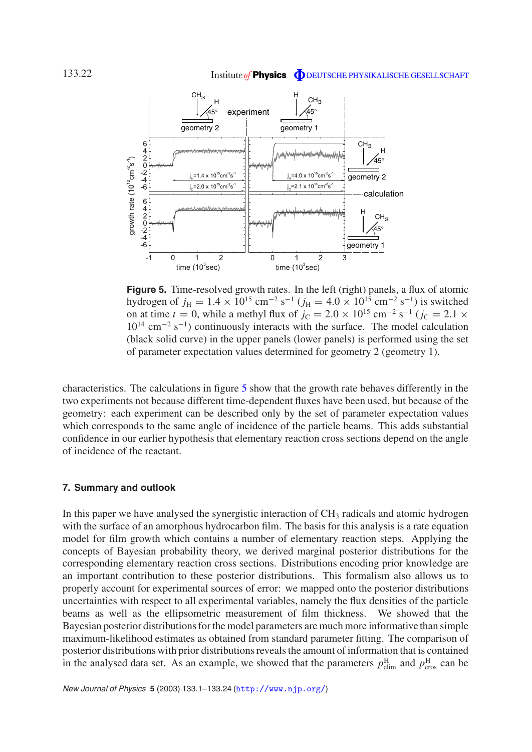**Figure 5.** Time-resolved growth rates. In the left (right) panels, a flux of atomic hydrogen of $j_H = 1.4 \times 10^{15}$ cm$^{-2}$ s$^{-1}$ ($j_H = 4.0 \times 10^{15}$ cm$^{-2}$ s$^{-1}$) is switched on at time $t = 0$, while a methyl flux of $j_C = 2.0 \times 10^{15}$ cm$^{-2}$ s$^{-1}$ ($j_C = 2.1 \times 10^{14}$ cm$^{-2}$ s$^{-1}$) continuously interacts with the surface. The model calculation (black solid curve) in the upper panels (lower panels) is performed using the set of parameter expectation values determined for geometry 2 (geometry 1).

characteristics. The calculations in figure 5 show that the growth rate behaves differently in the two experiments not because different time-dependent fluxes have been used, but because of the geometry: each experiment can be described only by the set of parameter expectation values which corresponds to the same angle of incidence of the particle beams. This adds substantial confidence in our earlier hypothesis that elementary reaction cross sections depend on the angle of incidence of the reactant.

## 7. Summary and outlook

In this paper we have analysed the synergistic interaction of $CH_3$ radicals and atomic hydrogen with the surface of an amorphous hydrocarbon film. The basis for this analysis is a rate equation model for film growth which contains a number of elementary reaction steps. Applying the concepts of Bayesian probability theory, we derived marginal posterior distributions for the corresponding elementary reaction cross sections. Distributions encoding prior knowledge are an important contribution to these posterior distributions. This formalism also allows us to properly account for experimental sources of error: we mapped onto the posterior distributions uncertainties with respect to all experimental variables, namely the flux densities of the particle beams as well as the ellipsometric measurement of film thickness. We showed that the Bayesian posterior distributions for the model parameters are much more informative than simple maximum-likelihood estimates as obtained from standard parameter fitting. The comparison of posterior distributions with prior distributions reveals the amount of information that is contained in the analysed data set. As an example, we showed that the parameters $p^{H}_{elim}$ and $p^{H}_{eros}$ can be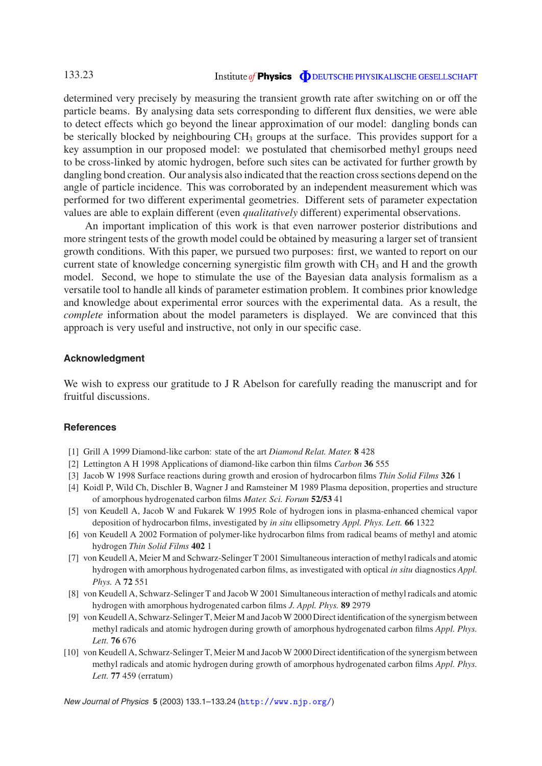determined very precisely by measuring the transient growth rate after switching on or off the particle beams. By analysing data sets corresponding to different flux densities, we were able to detect effects which go beyond the linear approximation of our model: dangling bonds can be sterically blocked by neighbouring $CH_3$ groups at the surface. This provides support for a key assumption in our proposed model: we postulated that chemisorbed methyl groups need to be cross-linked by atomic hydrogen, before such sites can be activated for further growth by dangling bond creation. Our analysis also indicated that the reaction cross sections depend on the angle of particle incidence. This was corroborated by an independent measurement which was performed for two different experimental geometries. Different sets of parameter expectation values are able to explain different (even *qualitatively* different) experimental observations.

An important implication of this work is that even narrower posterior distributions and more stringent tests of the growth model could be obtained by measuring a larger set of transient growth conditions. With this paper, we pursued two purposes: first, we wanted to report on our current state of knowledge concerning synergistic film growth with $CH_3$ and H and the growth model. Second, we hope to stimulate the use of the Bayesian data analysis formalism as a versatile tool to handle all kinds of parameter estimation problem. It combines prior knowledge and knowledge about experimental error sources with the experimental data. As a result, the *complete* information about the model parameters is displayed. We are convinced that this approach is very useful and instructive, not only in our specific case.

## Acknowledgment

We wish to express our gratitude to J R Abelson for carefully reading the manuscript and for fruitful discussions.

## References

[1] Grill A 1999 Diamond-like carbon: state of the art *Diamond Relat. Mater.* **8** 428

[2] Lettington A H 1998 Applications of diamond-like carbon thin films *Carbon* **36** 555

[3] Jacob W 1998 Surface reactions during growth and erosion of hydrocarbon films *Thin Solid Films* **326** 1

[4] Koidl P, Wild Ch, Dischler B, Wagner J and Ramsteiner M 1989 Plasma deposition, properties and structure of amorphous hydrogenated carbon films *Mater. Sci. Forum* **52/53** 41

[5] von Keudell A, Jacob W and Fukarek W 1995 Role of hydrogen ions in plasma-enhanced chemical vapor deposition of hydrocarbon films, investigated by *in situ* ellipsometry *Appl. Phys. Lett.* **66** 1322

[6] von Keudell A 2002 Formation of polymer-like hydrocarbon films from radical beams of methyl and atomic hydrogen *Thin Solid Films* **402** 1

[7] von Keudell A, Meier M and Schwarz-Selinger T 2001 Simultaneous interaction of methyl radicals and atomic hydrogen with amorphous hydrogenated carbon films, as investigated with optical *in situ* diagnostics *Appl. Phys.* A **72** 551

[8] von Keudell A, Schwarz-Selinger T and Jacob W 2001 Simultaneous interaction of methyl radicals and atomic hydrogen with amorphous hydrogenated carbon films *J. Appl. Phys.* **89** 2979

[9] von Keudell A, Schwarz-Selinger T, Meier M and Jacob W 2000 Direct identification of the synergism between methyl radicals and atomic hydrogen during growth of amorphous hydrogenated carbon films *Appl. Phys. Lett.* **76** 676

[10] von Keudell A, Schwarz-Selinger T, Meier M and Jacob W 2000 Direct identification of the synergism between methyl radicals and atomic hydrogen during growth of amorphous hydrogenated carbon films *Appl. Phys. Lett.* **77** 459 (erratum)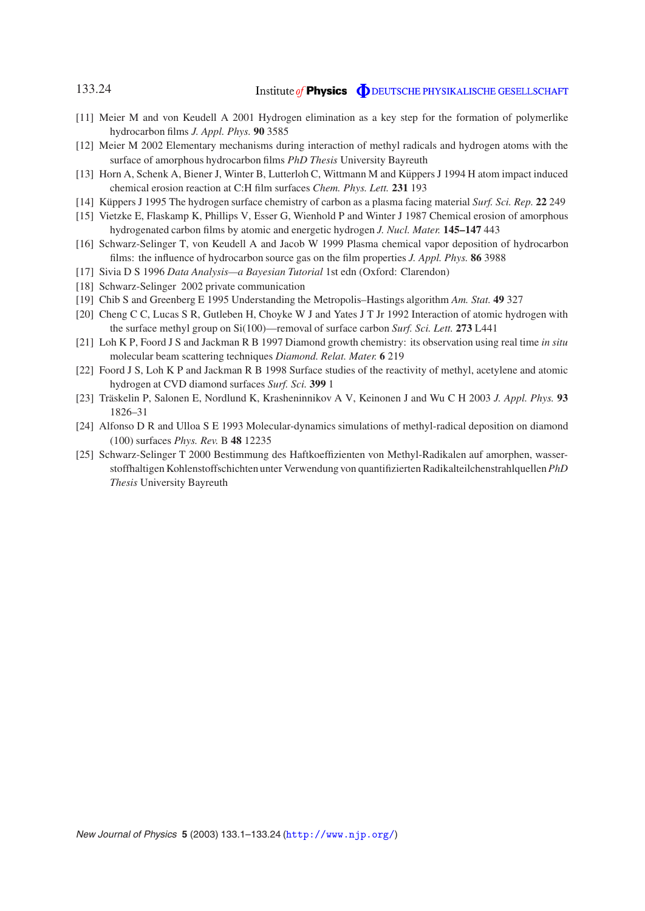[11] Meier M and von Keudell A 2001 Hydrogen elimination as a key step for the formation of polymerlike hydrocarbon films *J. Appl. Phys.* **90** 3585

[12] Meier M 2002 Elementary mechanisms during interaction of methyl radicals and hydrogen atoms with the surface of amorphous hydrocarbon films *PhD Thesis* University Bayreuth

[13] Horn A, Schenk A, Biener J, Winter B, Lutterloh C, Wittmann M and Küppers J 1994 H atom impact induced chemical erosion reaction at C:H film surfaces *Chem. Phys. Lett.* **231** 193

[14] Küppers J 1995 The hydrogen surface chemistry of carbon as a plasma facing material *Surf. Sci. Rep.* **22** 249

[15] Vietzke E, Flaskamp K, Phillips V, Esser G, Wienhold P and Winter J 1987 Chemical erosion of amorphous hydrogenated carbon films by atomic and energetic hydrogen *J. Nucl. Mater.* **145–147** 443

[16] Schwarz-Selinger T, von Keudell A and Jacob W 1999 Plasma chemical vapor deposition of hydrocarbon films: the influence of hydrocarbon source gas on the film properties *J. Appl. Phys.* **86** 3988

[17] Sivia D S 1996 *Data Analysis—a Bayesian Tutorial* 1st edn (Oxford: Clarendon)

[18] Schwarz-Selinger 2002 private communication

[19] Chib S and Greenberg E 1995 Understanding the Metropolis–Hastings algorithm *Am. Stat.* **49** 327

[20] Cheng C C, Lucas S R, Gutleben H, Choyke W J and Yates J T Jr 1992 Interaction of atomic hydrogen with the surface methyl group on Si(100)—removal of surface carbon *Surf. Sci. Lett.* **273** L441

[21] Loh K P, Foord J S and Jackman R B 1997 Diamond growth chemistry: its observation using real time *in situ* molecular beam scattering techniques *Diamond. Relat. Mater.* **6** 219

[22] Foord J S, Loh K P and Jackman R B 1998 Surface studies of the reactivity of methyl, acetylene and atomic hydrogen at CVD diamond surfaces *Surf. Sci.* **399** 1

[23] Träskelin P, Salonen E, Nordlund K, Krasheninnikov A V, Keinonen J and Wu C H 2003 *J. Appl. Phys.* **93** 1826–31

[24] Alfonso D R and Ulloa S E 1993 Molecular-dynamics simulations of methyl-radical deposition on diamond (100) surfaces *Phys. Rev.* B **48** 12235

[25] Schwarz-Selinger T 2000 Bestimmung des Haftkoeffizienten von Methyl-Radikalen auf amorphen, wasserstoffhaltigen Kohlenstoffschichten unter Verwendung von quantifizierten Radikalteilchenstrahlquellen *PhD Thesis* University Bayreuth